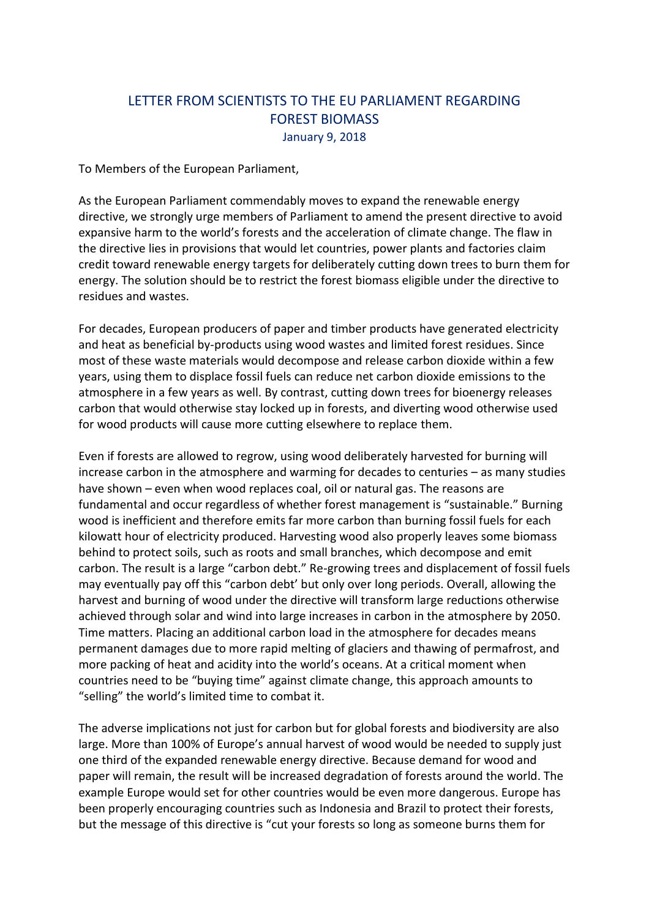# LETTER FROM SCIENTISTS TO THE EU PARLIAMENT REGARDING FOREST BIOMASS

January 9, 2018

To Members of the European Parliament,

As the European Parliament commendably moves to expand the renewable energy directive, we strongly urge members of Parliament to amend the present directive to avoid expansive harm to the world's forests and the acceleration of climate change. The flaw in the directive lies in provisions that would let countries, power plants and factories claim credit toward renewable energy targets for deliberately cutting down trees to burn them for energy. The solution should be to restrict the forest biomass eligible under the directive to residues and wastes.

For decades, European producers of paper and timber products have generated electricity and heat as beneficial by-products using wood wastes and limited forest residues. Since most of these waste materials would decompose and release carbon dioxide within a few years, using them to displace fossil fuels can reduce net carbon dioxide emissions to the atmosphere in a few years as well. By contrast, cutting down trees for bioenergy releases carbon that would otherwise stay locked up in forests, and diverting wood otherwise used for wood products will cause more cutting elsewhere to replace them.

Even if forests are allowed to regrow, using wood deliberately harvested for burning will increase carbon in the atmosphere and warming for decades to centuries – as many studies have shown – even when wood replaces coal, oil or natural gas. The reasons are fundamental and occur regardless of whether forest management is "sustainable." Burning wood is inefficient and therefore emits far more carbon than burning fossil fuels for each kilowatt hour of electricity produced. Harvesting wood also properly leaves some biomass behind to protect soils, such as roots and small branches, which decompose and emit carbon. The result is a large "carbon debt." Re-growing trees and displacement of fossil fuels may eventually pay off this "carbon debt' but only over long periods. Overall, allowing the harvest and burning of wood under the directive will transform large reductions otherwise achieved through solar and wind into large increases in carbon in the atmosphere by 2050. Time matters. Placing an additional carbon load in the atmosphere for decades means permanent damages due to more rapid melting of glaciers and thawing of permafrost, and more packing of heat and acidity into the world's oceans. At a critical moment when countries need to be "buying time" against climate change, this approach amounts to "selling" the world's limited time to combat it.

The adverse implications not just for carbon but for global forests and biodiversity are also large. More than 100% of Europe's annual harvest of wood would be needed to supply just one third of the expanded renewable energy directive. Because demand for wood and paper will remain, the result will be increased degradation of forests around the world. The example Europe would set for other countries would be even more dangerous. Europe has been properly encouraging countries such as Indonesia and Brazil to protect their forests, but the message of this directive is "cut your forests so long as someone burns them for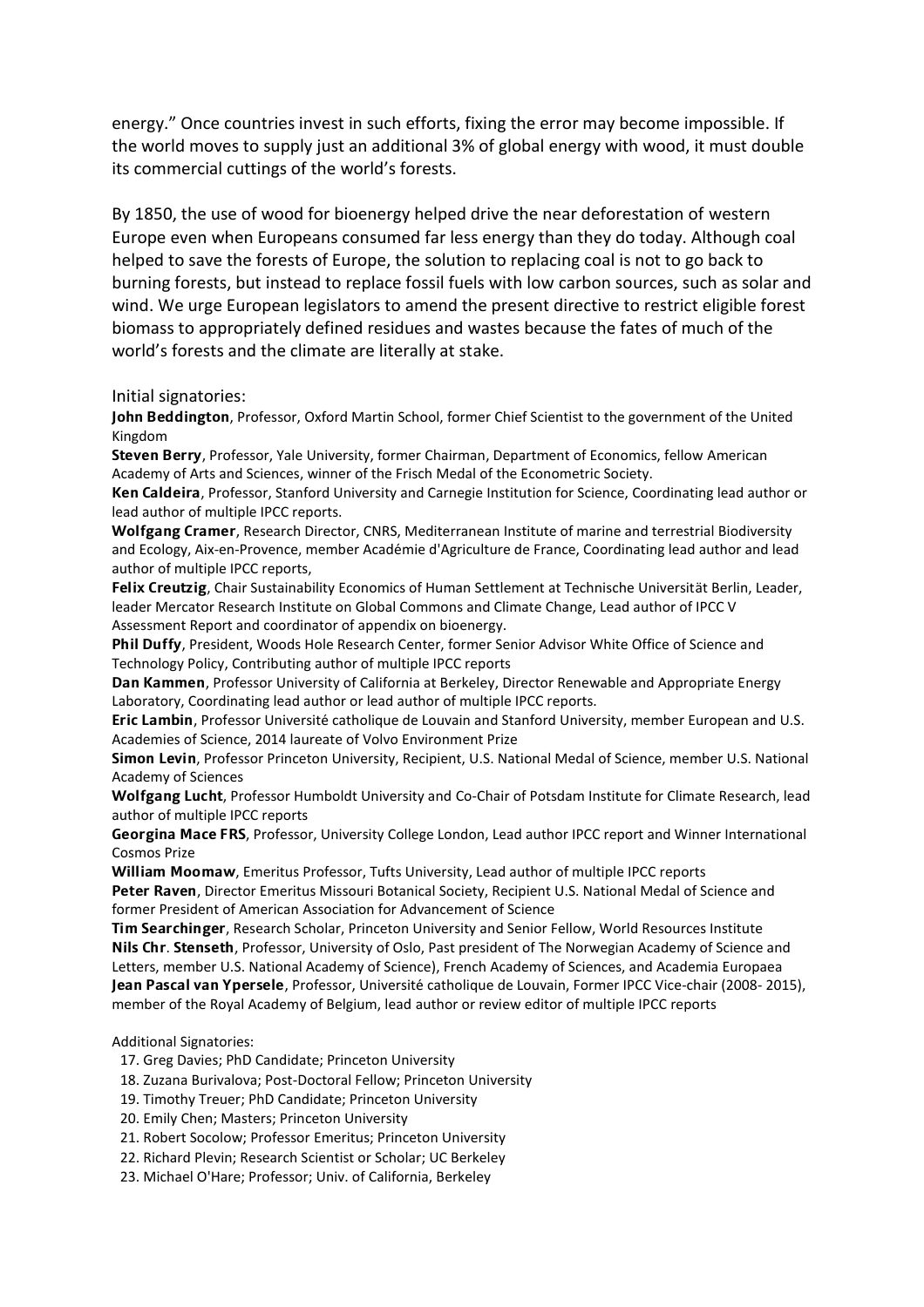energy." Once countries invest in such efforts, fixing the error may become impossible. If the world moves to supply just an additional 3% of global energy with wood, it must double its commercial cuttings of the world's forests.

By 1850, the use of wood for bioenergy helped drive the near deforestation of western Europe even when Europeans consumed far less energy than they do today. Although coal helped to save the forests of Europe, the solution to replacing coal is not to go back to burning forests, but instead to replace fossil fuels with low carbon sources, such as solar and wind. We urge European legislators to amend the present directive to restrict eligible forest biomass to appropriately defined residues and wastes because the fates of much of the world's forests and the climate are literally at stake.

Initial signatories:

**John Beddington**, Professor, Oxford Martin School, former Chief Scientist to the government of the United Kingdom

**Steven Berry**, Professor, Yale University, former Chairman, Department of Economics, fellow American Academy of Arts and Sciences, winner of the Frisch Medal of the Econometric Society.

**Ken Caldeira**, Professor, Stanford University and Carnegie Institution for Science, Coordinating lead author or lead author of multiple IPCC reports.

**Wolfgang Cramer**, Research Director, CNRS, Mediterranean Institute of marine and terrestrial Biodiversity and Ecology, Aix-en-Provence, member Académie d'Agriculture de France, Coordinating lead author and lead author of multiple IPCC reports,

**Felix Creutzig**, Chair Sustainability Economics of Human Settlement at Technische Universität Berlin, Leader, leader Mercator Research Institute on Global Commons and Climate Change, Lead author of IPCC V Assessment Report and coordinator of appendix on bioenergy.

**Phil Duffy**, President, Woods Hole Research Center, former Senior Advisor White Office of Science and Technology Policy, Contributing author of multiple IPCC reports

**Dan Kammen**, Professor University of California at Berkeley, Director Renewable and Appropriate Energy Laboratory, Coordinating lead author or lead author of multiple IPCC reports.

**Eric Lambin**, Professor Université catholique de Louvain and Stanford University, member European and U.S. Academies of Science, 2014 laureate of Volvo Environment Prize

**Simon Levin**, Professor Princeton University, Recipient, U.S. National Medal of Science, member U.S. National Academy of Sciences

**Wolfgang Lucht**, Professor Humboldt University and Co-Chair of Potsdam Institute for Climate Research, lead author of multiple IPCC reports

**Georgina Mace FRS**, Professor, University College London, Lead author IPCC report and Winner International Cosmos Prize

**William Moomaw**, Emeritus Professor, Tufts University, Lead author of multiple IPCC reports

**Peter Raven**, Director Emeritus Missouri Botanical Society, Recipient U.S. National Medal of Science and former President of American Association for Advancement of Science

**Tim Searchinger**, Research Scholar, Princeton University and Senior Fellow, World Resources Institute

**Nils Chr**. **Stenseth**, Professor, University of Oslo, Past president of The Norwegian Academy of Science and Letters, member U.S. National Academy of Science), French Academy of Sciences, and Academia Europaea

**Jean Pascal van Ypersele**, Professor, Université catholique de Louvain, Former IPCC Vice-chair (2008- 2015), member of the Royal Academy of Belgium, lead author or review editor of multiple IPCC reports

Additional Signatories:

17. Greg Davies; PhD Candidate; Princeton University
18. Zuzana Burivalova; Post-Doctoral Fellow; Princeton University
19. Timothy Treuer; PhD Candidate; Princeton University
20. Emily Chen; Masters; Princeton University
21. Robert Socolow; Professor Emeritus; Princeton University
22. Richard Plevin; Research Scientist or Scholar; UC Berkeley
23. Michael O'Hare; Professor; Univ. of California, Berkeley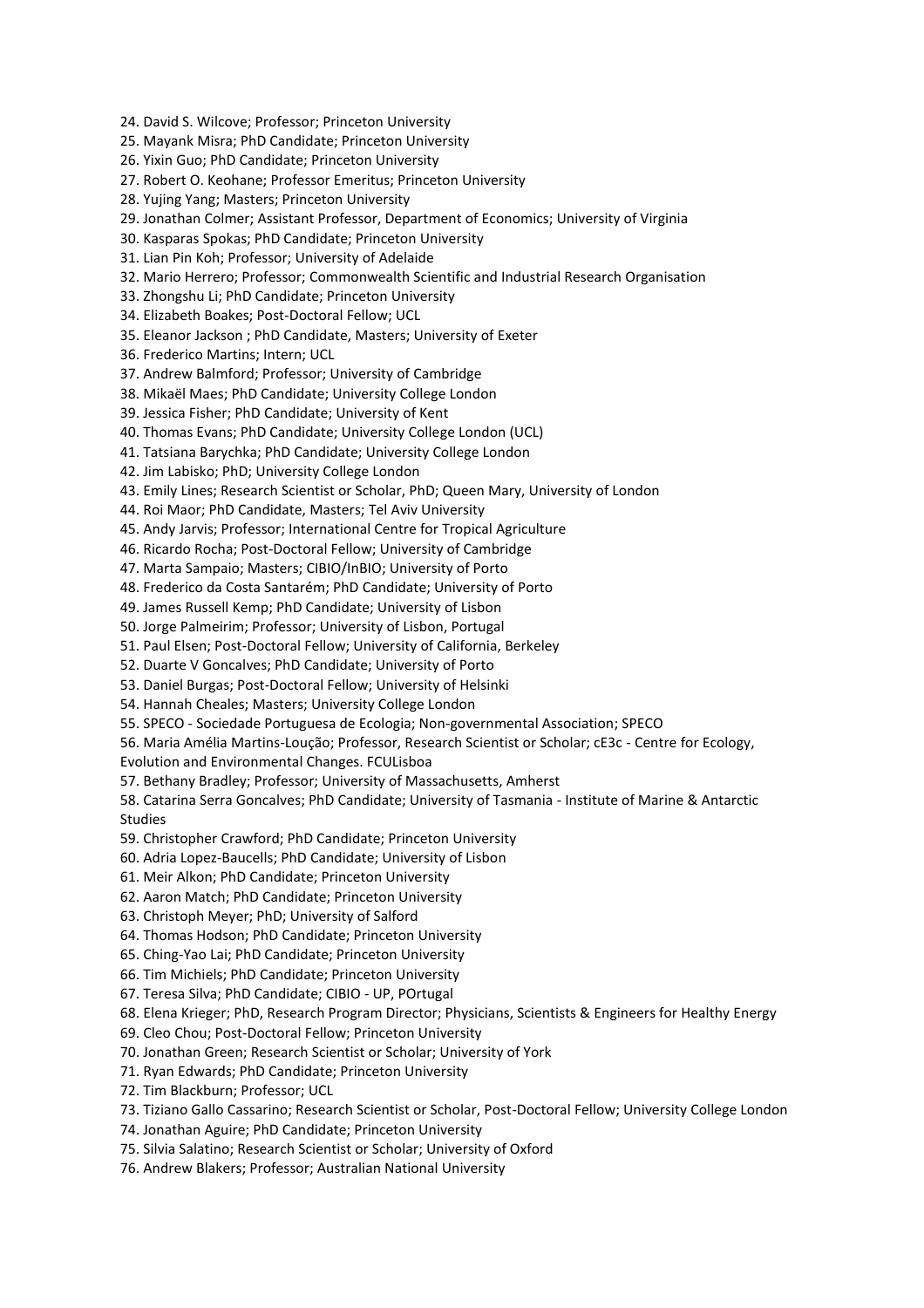24. David S. Wilcove; Professor; Princeton University
25. Mayank Misra; PhD Candidate; Princeton University
26. Yixin Guo; PhD Candidate; Princeton University
27. Robert O. Keohane; Professor Emeritus; Princeton University
28. Yujing Yang; Masters; Princeton University
29. Jonathan Colmer; Assistant Professor, Department of Economics; University of Virginia
30. Kasparas Spokas; PhD Candidate; Princeton University
31. Lian Pin Koh; Professor; University of Adelaide
32. Mario Herrero; Professor; Commonwealth Scientific and Industrial Research Organisation
33. Zhongshu Li; PhD Candidate; Princeton University
34. Elizabeth Boakes; Post-Doctoral Fellow; UCL
35. Eleanor Jackson ; PhD Candidate, Masters; University of Exeter
36. Frederico Martins; Intern; UCL
37. Andrew Balmford; Professor; University of Cambridge
38. Mikaël Maes; PhD Candidate; University College London
39. Jessica Fisher; PhD Candidate; University of Kent
40. Thomas Evans; PhD Candidate; University College London (UCL)
41. Tatsiana Barychka; PhD Candidate; University College London
42. Jim Labisko; PhD; University College London
43. Emily Lines; Research Scientist or Scholar, PhD; Queen Mary, University of London
44. Roi Maor; PhD Candidate, Masters; Tel Aviv University
45. Andy Jarvis; Professor; International Centre for Tropical Agriculture
46. Ricardo Rocha; Post-Doctoral Fellow; University of Cambridge
47. Marta Sampaio; Masters; CIBIO/InBIO; University of Porto
48. Frederico da Costa Santarém; PhD Candidate; University of Porto
49. James Russell Kemp; PhD Candidate; University of Lisbon
50. Jorge Palmeirim; Professor; University of Lisbon, Portugal
51. Paul Elsen; Post-Doctoral Fellow; University of California, Berkeley
52. Duarte V Goncalves; PhD Candidate; University of Porto
53. Daniel Burgas; Post-Doctoral Fellow; University of Helsinki
54. Hannah Cheales; Masters; University College London
55. SPECO - Sociedade Portuguesa de Ecologia; Non-governmental Association; SPECO
56. Maria Amélia Martins-Loução; Professor, Research Scientist or Scholar; cE3c - Centre for Ecology, Evolution and Environmental Changes. FCULisboa
57. Bethany Bradley; Professor; University of Massachusetts, Amherst
58. Catarina Serra Goncalves; PhD Candidate; University of Tasmania - Institute of Marine & Antarctic Studies
59. Christopher Crawford; PhD Candidate; Princeton University
60. Adria Lopez-Baucells; PhD Candidate; University of Lisbon
61. Meir Alkon; PhD Candidate; Princeton University
62. Aaron Match; PhD Candidate; Princeton University
63. Christoph Meyer; PhD; University of Salford
64. Thomas Hodson; PhD Candidate; Princeton University
65. Ching-Yao Lai; PhD Candidate; Princeton University
66. Tim Michiels; PhD Candidate; Princeton University
67. Teresa Silva; PhD Candidate; CIBIO - UP, POrtugal
68. Elena Krieger; PhD, Research Program Director; Physicians, Scientists & Engineers for Healthy Energy
69. Cleo Chou; Post-Doctoral Fellow; Princeton University
70. Jonathan Green; Research Scientist or Scholar; University of York
71. Ryan Edwards; PhD Candidate; Princeton University
72. Tim Blackburn; Professor; UCL
73. Tiziano Gallo Cassarino; Research Scientist or Scholar, Post-Doctoral Fellow; University College London
74. Jonathan Aguire; PhD Candidate; Princeton University
75. Silvia Salatino; Research Scientist or Scholar; University of Oxford
76. Andrew Blakers; Professor; Australian National University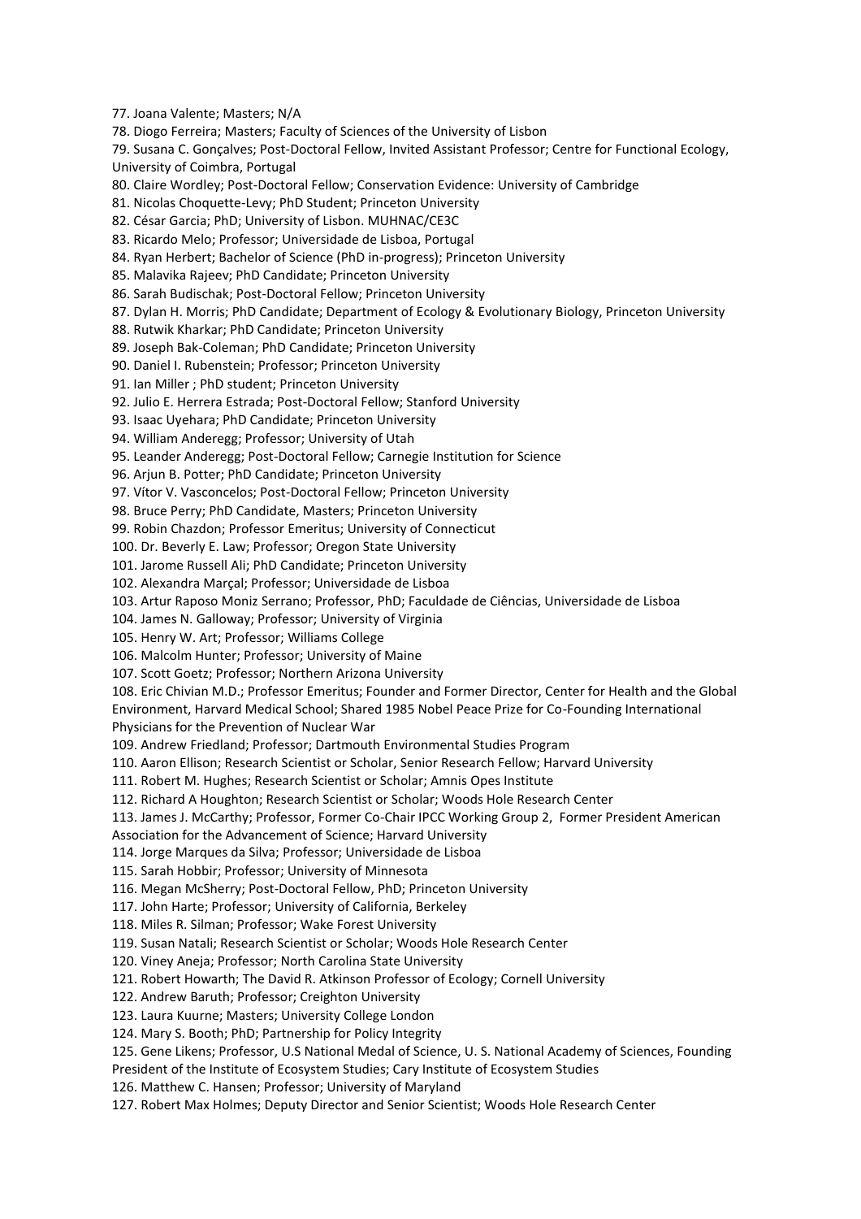77. Joana Valente; Masters; N/A
78. Diogo Ferreira; Masters; Faculty of Sciences of the University of Lisbon
79. Susana C. Gonçalves; Post-Doctoral Fellow, Invited Assistant Professor; Centre for Functional Ecology, University of Coimbra, Portugal
80. Claire Wordley; Post-Doctoral Fellow; Conservation Evidence: University of Cambridge
81. Nicolas Choquette-Levy; PhD Student; Princeton University
82. César Garcia; PhD; University of Lisbon. MUHNAC/CE3C
83. Ricardo Melo; Professor; Universidade de Lisboa, Portugal
84. Ryan Herbert; Bachelor of Science (PhD in-progress); Princeton University
85. Malavika Rajeev; PhD Candidate; Princeton University
86. Sarah Budischak; Post-Doctoral Fellow; Princeton University
87. Dylan H. Morris; PhD Candidate; Department of Ecology & Evolutionary Biology, Princeton University
88. Rutwik Kharkar; PhD Candidate; Princeton University
89. Joseph Bak-Coleman; PhD Candidate; Princeton University
90. Daniel I. Rubenstein; Professor; Princeton University
91. Ian Miller ; PhD student; Princeton University
92. Julio E. Herrera Estrada; Post-Doctoral Fellow; Stanford University
93. Isaac Uyehara; PhD Candidate; Princeton University
94. William Anderegg; Professor; University of Utah
95. Leander Anderegg; Post-Doctoral Fellow; Carnegie Institution for Science
96. Arjun B. Potter; PhD Candidate; Princeton University
97. Vítor V. Vasconcelos; Post-Doctoral Fellow; Princeton University
98. Bruce Perry; PhD Candidate, Masters; Princeton University
99. Robin Chazdon; Professor Emeritus; University of Connecticut
100. Dr. Beverly E. Law; Professor; Oregon State University
101. Jarome Russell Ali; PhD Candidate; Princeton University
102. Alexandra Marçal; Professor; Universidade de Lisboa
103. Artur Raposo Moniz Serrano; Professor, PhD; Faculdade de Ciências, Universidade de Lisboa
104. James N. Galloway; Professor; University of Virginia
105. Henry W. Art; Professor; Williams College
106. Malcolm Hunter; Professor; University of Maine
107. Scott Goetz; Professor; Northern Arizona University
108. Eric Chivian M.D.; Professor Emeritus; Founder and Former Director, Center for Health and the Global Environment, Harvard Medical School; Shared 1985 Nobel Peace Prize for Co-Founding International Physicians for the Prevention of Nuclear War
109. Andrew Friedland; Professor; Dartmouth Environmental Studies Program
110. Aaron Ellison; Research Scientist or Scholar, Senior Research Fellow; Harvard University
111. Robert M. Hughes; Research Scientist or Scholar; Amnis Opes Institute
112. Richard A Houghton; Research Scientist or Scholar; Woods Hole Research Center
113. James J. McCarthy; Professor, Former Co-Chair IPCC Working Group 2, Former President American Association for the Advancement of Science; Harvard University
114. Jorge Marques da Silva; Professor; Universidade de Lisboa
115. Sarah Hobbir; Professor; University of Minnesota
116. Megan McSherry; Post-Doctoral Fellow, PhD; Princeton University
117. John Harte; Professor; University of California, Berkeley
118. Miles R. Silman; Professor; Wake Forest University
119. Susan Natali; Research Scientist or Scholar; Woods Hole Research Center
120. Viney Aneja; Professor; North Carolina State University
121. Robert Howarth; The David R. Atkinson Professor of Ecology; Cornell University
122. Andrew Baruth; Professor; Creighton University
123. Laura Kuurne; Masters; University College London
124. Mary S. Booth; PhD; Partnership for Policy Integrity
125. Gene Likens; Professor, U.S National Medal of Science, U. S. National Academy of Sciences, Founding President of the Institute of Ecosystem Studies; Cary Institute of Ecosystem Studies
126. Matthew C. Hansen; Professor; University of Maryland
127. Robert Max Holmes; Deputy Director and Senior Scientist; Woods Hole Research Center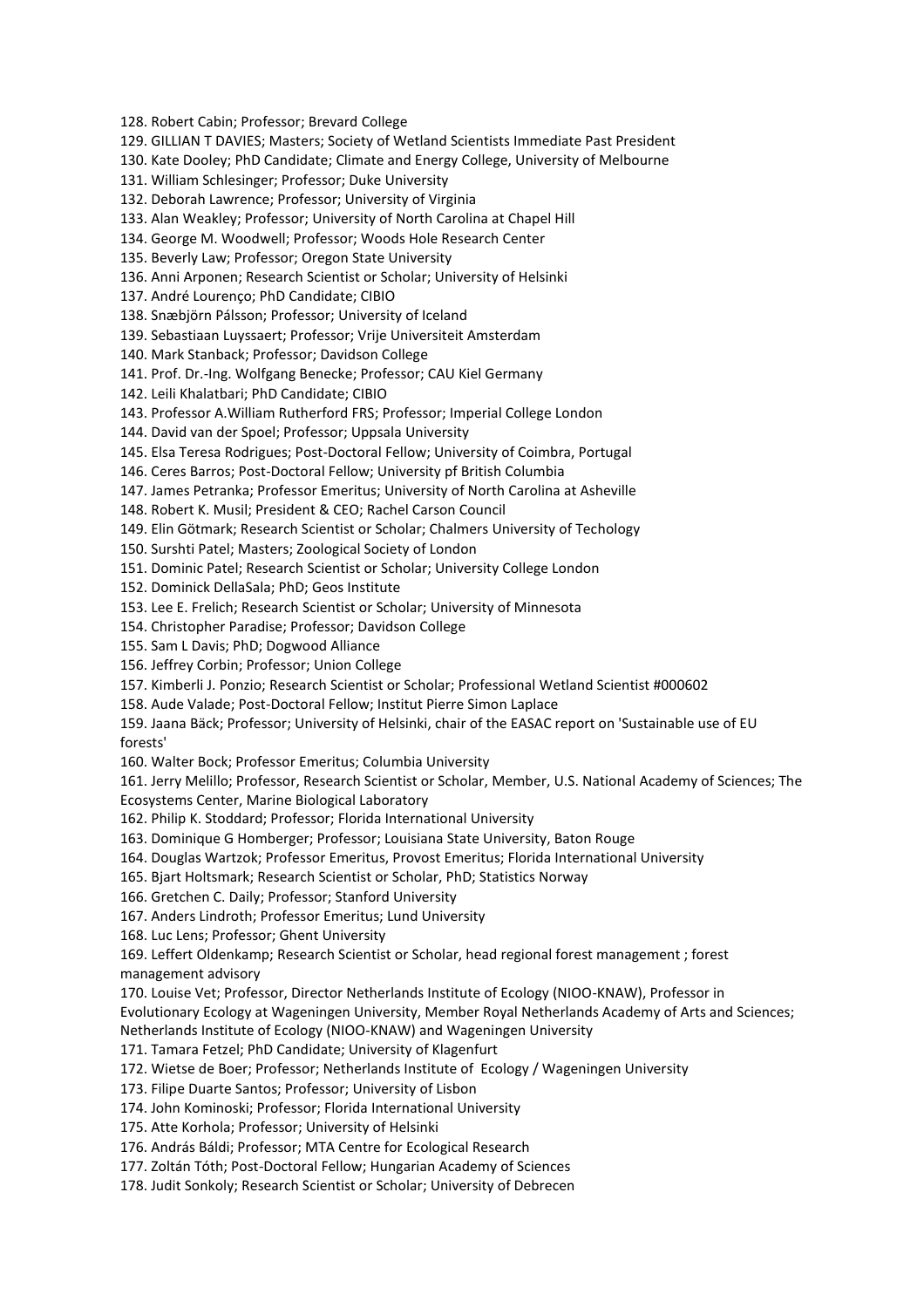128. Robert Cabin; Professor; Brevard College
129. GILLIAN T DAVIES; Masters; Society of Wetland Scientists Immediate Past President
130. Kate Dooley; PhD Candidate; Climate and Energy College, University of Melbourne
131. William Schlesinger; Professor; Duke University
132. Deborah Lawrence; Professor; University of Virginia
133. Alan Weakley; Professor; University of North Carolina at Chapel Hill
134. George M. Woodwell; Professor; Woods Hole Research Center
135. Beverly Law; Professor; Oregon State University
136. Anni Arponen; Research Scientist or Scholar; University of Helsinki
137. André Lourenço; PhD Candidate; CIBIO
138. Snæbjörn Pálsson; Professor; University of Iceland
139. Sebastiaan Luyssaert; Professor; Vrije Universiteit Amsterdam
140. Mark Stanback; Professor; Davidson College
141. Prof. Dr.-Ing. Wolfgang Benecke; Professor; CAU Kiel Germany
142. Leili Khalatbari; PhD Candidate; CIBIO
143. Professor A.William Rutherford FRS; Professor; Imperial College London
144. David van der Spoel; Professor; Uppsala University
145. Elsa Teresa Rodrigues; Post-Doctoral Fellow; University of Coimbra, Portugal
146. Ceres Barros; Post-Doctoral Fellow; University pf British Columbia
147. James Petranka; Professor Emeritus; University of North Carolina at Asheville
148. Robert K. Musil; President & CEO; Rachel Carson Council
149. Elin Götmark; Research Scientist or Scholar; Chalmers University of Techology
150. Surshti Patel; Masters; Zoological Society of London
151. Dominic Patel; Research Scientist or Scholar; University College London
152. Dominick DellaSala; PhD; Geos Institute
153. Lee E. Frelich; Research Scientist or Scholar; University of Minnesota
154. Christopher Paradise; Professor; Davidson College
155. Sam L Davis; PhD; Dogwood Alliance
156. Jeffrey Corbin; Professor; Union College
157. Kimberli J. Ponzio; Research Scientist or Scholar; Professional Wetland Scientist #000602
158. Aude Valade; Post-Doctoral Fellow; Institut Pierre Simon Laplace
159. Jaana Bäck; Professor; University of Helsinki, chair of the EASAC report on 'Sustainable use of EU forests'
160. Walter Bock; Professor Emeritus; Columbia University
161. Jerry Melillo; Professor, Research Scientist or Scholar, Member, U.S. National Academy of Sciences; The Ecosystems Center, Marine Biological Laboratory
162. Philip K. Stoddard; Professor; Florida International University
163. Dominique G Homberger; Professor; Louisiana State University, Baton Rouge
164. Douglas Wartzok; Professor Emeritus, Provost Emeritus; Florida International University
165. Bjart Holtsmark; Research Scientist or Scholar, PhD; Statistics Norway
166. Gretchen C. Daily; Professor; Stanford University
167. Anders Lindroth; Professor Emeritus; Lund University
168. Luc Lens; Professor; Ghent University
169. Leffert Oldenkamp; Research Scientist or Scholar, head regional forest management ; forest management advisory
170. Louise Vet; Professor, Director Netherlands Institute of Ecology (NIOO-KNAW), Professor in Evolutionary Ecology at Wageningen University, Member Royal Netherlands Academy of Arts and Sciences; Netherlands Institute of Ecology (NIOO-KNAW) and Wageningen University
171. Tamara Fetzel; PhD Candidate; University of Klagenfurt
172. Wietse de Boer; Professor; Netherlands Institute of Ecology / Wageningen University
173. Filipe Duarte Santos; Professor; University of Lisbon
174. John Kominoski; Professor; Florida International University
175. Atte Korhola; Professor; University of Helsinki
176. András Báldi; Professor; MTA Centre for Ecological Research
177. Zoltán Tóth; Post-Doctoral Fellow; Hungarian Academy of Sciences
178. Judit Sonkoly; Research Scientist or Scholar; University of Debrecen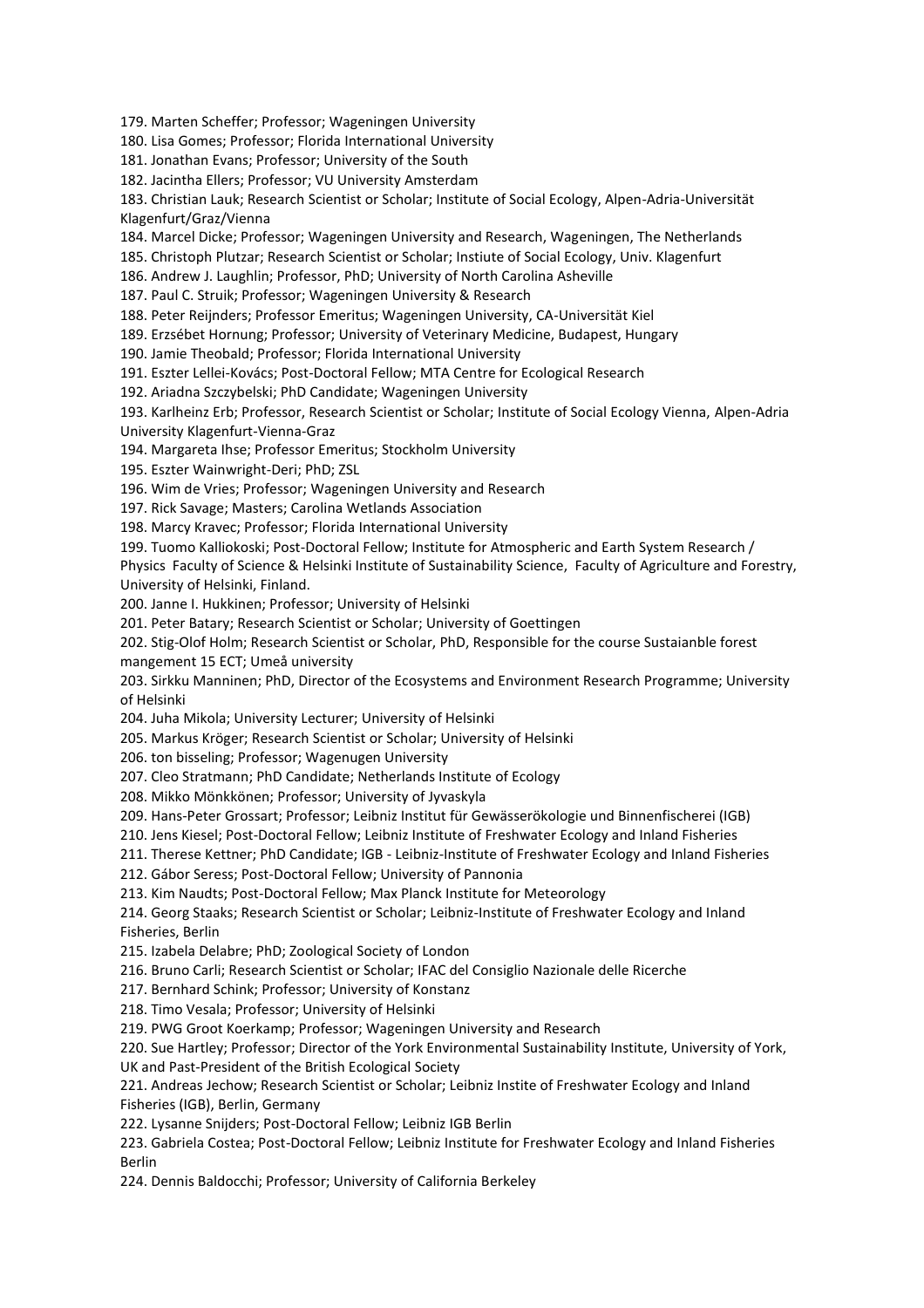179. Marten Scheffer; Professor; Wageningen University
180. Lisa Gomes; Professor; Florida International University
181. Jonathan Evans; Professor; University of the South
182. Jacintha Ellers; Professor; VU University Amsterdam
183. Christian Lauk; Research Scientist or Scholar; Institute of Social Ecology, Alpen-Adria-Universität Klagenfurt/Graz/Vienna
184. Marcel Dicke; Professor; Wageningen University and Research, Wageningen, The Netherlands
185. Christoph Plutzar; Research Scientist or Scholar; Instiute of Social Ecology, Univ. Klagenfurt
186. Andrew J. Laughlin; Professor, PhD; University of North Carolina Asheville
187. Paul C. Struik; Professor; Wageningen University & Research
188. Peter Reijnders; Professor Emeritus; Wageningen University, CA-Universität Kiel
189. Erzsébet Hornung; Professor; University of Veterinary Medicine, Budapest, Hungary
190. Jamie Theobald; Professor; Florida International University
191. Eszter Lellei-Kovács; Post-Doctoral Fellow; MTA Centre for Ecological Research
192. Ariadna Szczybelski; PhD Candidate; Wageningen University
193. Karlheinz Erb; Professor, Research Scientist or Scholar; Institute of Social Ecology Vienna, Alpen-Adria University Klagenfurt-Vienna-Graz
194. Margareta Ihse; Professor Emeritus; Stockholm University
195. Eszter Wainwright-Deri; PhD; ZSL
196. Wim de Vries; Professor; Wageningen University and Research
197. Rick Savage; Masters; Carolina Wetlands Association
198. Marcy Kravec; Professor; Florida International University
199. Tuomo Kalliokoski; Post-Doctoral Fellow; Institute for Atmospheric and Earth System Research / Physics Faculty of Science & Helsinki Institute of Sustainability Science, Faculty of Agriculture and Forestry, University of Helsinki, Finland.
200. Janne I. Hukkinen; Professor; University of Helsinki
201. Peter Batary; Research Scientist or Scholar; University of Goettingen
202. Stig-Olof Holm; Research Scientist or Scholar, PhD, Responsible for the course Sustaianble forest mangement 15 ECT; Umeå university
203. Sirkku Manninen; PhD, Director of the Ecosystems and Environment Research Programme; University of Helsinki
204. Juha Mikola; University Lecturer; University of Helsinki
205. Markus Kröger; Research Scientist or Scholar; University of Helsinki
206. ton bisseling; Professor; Wagenugen University
207. Cleo Stratmann; PhD Candidate; Netherlands Institute of Ecology
208. Mikko Mönkkönen; Professor; University of Jyvaskyla
209. Hans-Peter Grossart; Professor; Leibniz Institut für Gewässerökologie und Binnenfischerei (IGB)
210. Jens Kiesel; Post-Doctoral Fellow; Leibniz Institute of Freshwater Ecology and Inland Fisheries
211. Therese Kettner; PhD Candidate; IGB - Leibniz-Institute of Freshwater Ecology and Inland Fisheries
212. Gábor Seress; Post-Doctoral Fellow; University of Pannonia
213. Kim Naudts; Post-Doctoral Fellow; Max Planck Institute for Meteorology
214. Georg Staaks; Research Scientist or Scholar; Leibniz-Institute of Freshwater Ecology and Inland Fisheries, Berlin
215. Izabela Delabre; PhD; Zoological Society of London
216. Bruno Carli; Research Scientist or Scholar; IFAC del Consiglio Nazionale delle Ricerche
217. Bernhard Schink; Professor; University of Konstanz
218. Timo Vesala; Professor; University of Helsinki
219. PWG Groot Koerkamp; Professor; Wageningen University and Research
220. Sue Hartley; Professor; Director of the York Environmental Sustainability Institute, University of York, UK and Past-President of the British Ecological Society
221. Andreas Jechow; Research Scientist or Scholar; Leibniz Instite of Freshwater Ecology and Inland Fisheries (IGB), Berlin, Germany
222. Lysanne Snijders; Post-Doctoral Fellow; Leibniz IGB Berlin
223. Gabriela Costea; Post-Doctoral Fellow; Leibniz Institute for Freshwater Ecology and Inland Fisheries Berlin
224. Dennis Baldocchi; Professor; University of California Berkeley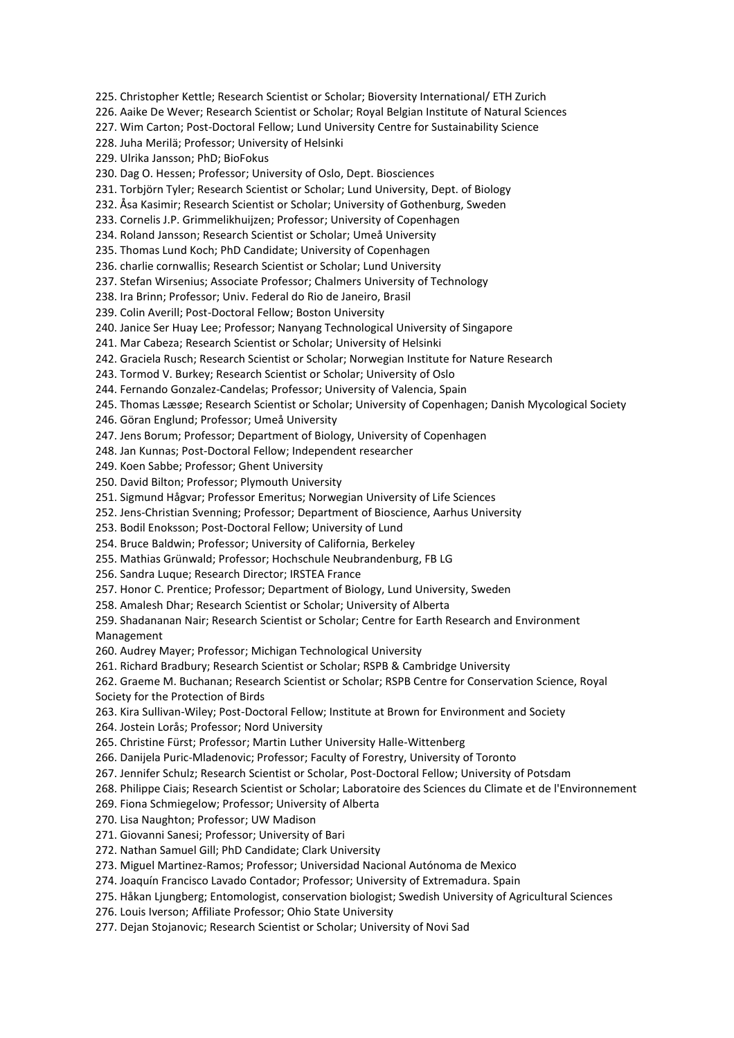225. Christopher Kettle; Research Scientist or Scholar; Bioversity International/ ETH Zurich
226. Aaike De Wever; Research Scientist or Scholar; Royal Belgian Institute of Natural Sciences
227. Wim Carton; Post-Doctoral Fellow; Lund University Centre for Sustainability Science
228. Juha Merilä; Professor; University of Helsinki
229. Ulrika Jansson; PhD; BioFokus
230. Dag O. Hessen; Professor; University of Oslo, Dept. Biosciences
231. Torbjörn Tyler; Research Scientist or Scholar; Lund University, Dept. of Biology
232. Åsa Kasimir; Research Scientist or Scholar; University of Gothenburg, Sweden
233. Cornelis J.P. Grimmelikhuijzen; Professor; University of Copenhagen
234. Roland Jansson; Research Scientist or Scholar; Umeå University
235. Thomas Lund Koch; PhD Candidate; University of Copenhagen
236. charlie cornwallis; Research Scientist or Scholar; Lund University
237. Stefan Wirsenius; Associate Professor; Chalmers University of Technology
238. Ira Brinn; Professor; Univ. Federal do Rio de Janeiro, Brasil
239. Colin Averill; Post-Doctoral Fellow; Boston University
240. Janice Ser Huay Lee; Professor; Nanyang Technological University of Singapore
241. Mar Cabeza; Research Scientist or Scholar; University of Helsinki
242. Graciela Rusch; Research Scientist or Scholar; Norwegian Institute for Nature Research
243. Tormod V. Burkey; Research Scientist or Scholar; University of Oslo
244. Fernando Gonzalez-Candelas; Professor; University of Valencia, Spain
245. Thomas Læssøe; Research Scientist or Scholar; University of Copenhagen; Danish Mycological Society
246. Göran Englund; Professor; Umeå University
247. Jens Borum; Professor; Department of Biology, University of Copenhagen
248. Jan Kunnas; Post-Doctoral Fellow; Independent researcher
249. Koen Sabbe; Professor; Ghent University
250. David Bilton; Professor; Plymouth University
251. Sigmund Hågvar; Professor Emeritus; Norwegian University of Life Sciences
252. Jens-Christian Svenning; Professor; Department of Bioscience, Aarhus University
253. Bodil Enoksson; Post-Doctoral Fellow; University of Lund
254. Bruce Baldwin; Professor; University of California, Berkeley
255. Mathias Grünwald; Professor; Hochschule Neubrandenburg, FB LG
256. Sandra Luque; Research Director; IRSTEA France
257. Honor C. Prentice; Professor; Department of Biology, Lund University, Sweden
258. Amalesh Dhar; Research Scientist or Scholar; University of Alberta
259. Shadananan Nair; Research Scientist or Scholar; Centre for Earth Research and Environment Management
260. Audrey Mayer; Professor; Michigan Technological University
261. Richard Bradbury; Research Scientist or Scholar; RSPB & Cambridge University
262. Graeme M. Buchanan; Research Scientist or Scholar; RSPB Centre for Conservation Science, Royal Society for the Protection of Birds
263. Kira Sullivan-Wiley; Post-Doctoral Fellow; Institute at Brown for Environment and Society
264. Jostein Lorås; Professor; Nord University
265. Christine Fürst; Professor; Martin Luther University Halle-Wittenberg
266. Danijela Puric-Mladenovic; Professor; Faculty of Forestry, University of Toronto
267. Jennifer Schulz; Research Scientist or Scholar, Post-Doctoral Fellow; University of Potsdam
268. Philippe Ciais; Research Scientist or Scholar; Laboratoire des Sciences du Climate et de l'Environnement
269. Fiona Schmiegelow; Professor; University of Alberta
270. Lisa Naughton; Professor; UW Madison
271. Giovanni Sanesi; Professor; University of Bari
272. Nathan Samuel Gill; PhD Candidate; Clark University
273. Miguel Martinez-Ramos; Professor; Universidad Nacional Autónoma de Mexico
274. Joaquín Francisco Lavado Contador; Professor; University of Extremadura. Spain
275. Håkan Ljungberg; Entomologist, conservation biologist; Swedish University of Agricultural Sciences
276. Louis Iverson; Affiliate Professor; Ohio State University
277. Dejan Stojanovic; Research Scientist or Scholar; University of Novi Sad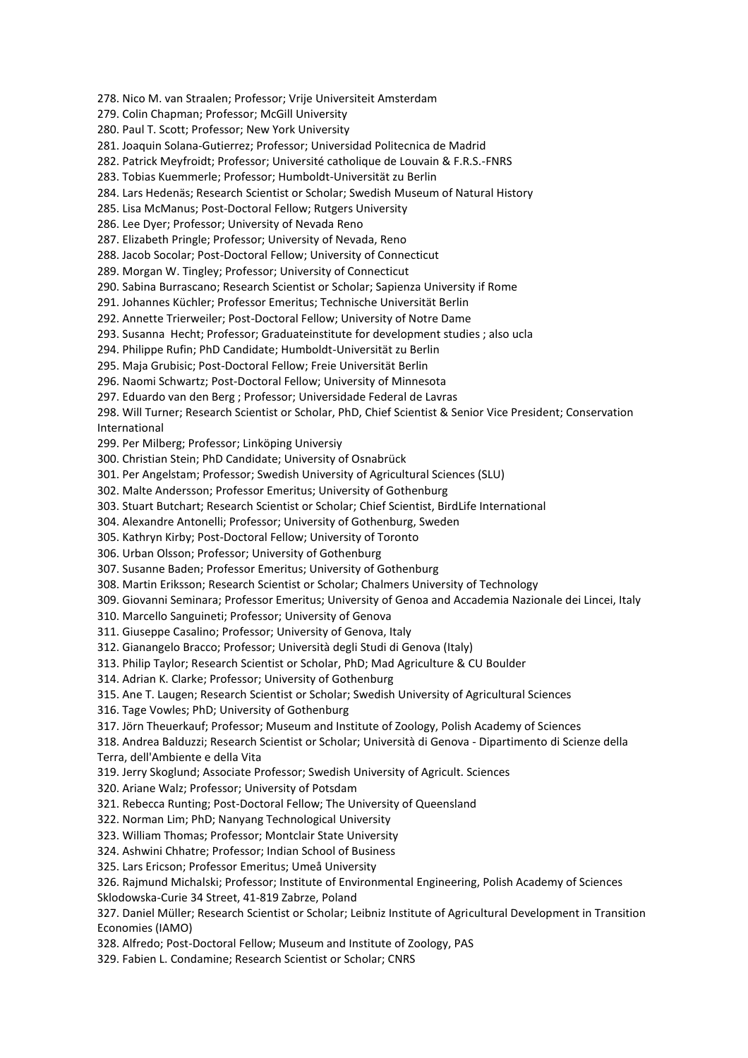278. Nico M. van Straalen; Professor; Vrije Universiteit Amsterdam
279. Colin Chapman; Professor; McGill University
280. Paul T. Scott; Professor; New York University
281. Joaquin Solana-Gutierrez; Professor; Universidad Politecnica de Madrid
282. Patrick Meyfroidt; Professor; Université catholique de Louvain & F.R.S.-FNRS
283. Tobias Kuemmerle; Professor; Humboldt-Universität zu Berlin
284. Lars Hedenäs; Research Scientist or Scholar; Swedish Museum of Natural History
285. Lisa McManus; Post-Doctoral Fellow; Rutgers University
286. Lee Dyer; Professor; University of Nevada Reno
287. Elizabeth Pringle; Professor; University of Nevada, Reno
288. Jacob Socolar; Post-Doctoral Fellow; University of Connecticut
289. Morgan W. Tingley; Professor; University of Connecticut
290. Sabina Burrascano; Research Scientist or Scholar; Sapienza University if Rome
291. Johannes Küchler; Professor Emeritus; Technische Universität Berlin
292. Annette Trierweiler; Post-Doctoral Fellow; University of Notre Dame
293. Susanna Hecht; Professor; Graduateinstitute for development studies ; also ucla
294. Philippe Rufin; PhD Candidate; Humboldt-Universität zu Berlin
295. Maja Grubisic; Post-Doctoral Fellow; Freie Universität Berlin
296. Naomi Schwartz; Post-Doctoral Fellow; University of Minnesota
297. Eduardo van den Berg ; Professor; Universidade Federal de Lavras
298. Will Turner; Research Scientist or Scholar, PhD, Chief Scientist & Senior Vice President; Conservation International
299. Per Milberg; Professor; Linköping Universiy
300. Christian Stein; PhD Candidate; University of Osnabrück
301. Per Angelstam; Professor; Swedish University of Agricultural Sciences (SLU)
302. Malte Andersson; Professor Emeritus; University of Gothenburg
303. Stuart Butchart; Research Scientist or Scholar; Chief Scientist, BirdLife International
304. Alexandre Antonelli; Professor; University of Gothenburg, Sweden
305. Kathryn Kirby; Post-Doctoral Fellow; University of Toronto
306. Urban Olsson; Professor; University of Gothenburg
307. Susanne Baden; Professor Emeritus; University of Gothenburg
308. Martin Eriksson; Research Scientist or Scholar; Chalmers University of Technology
309. Giovanni Seminara; Professor Emeritus; University of Genoa and Accademia Nazionale dei Lincei, Italy
310. Marcello Sanguineti; Professor; University of Genova
311. Giuseppe Casalino; Professor; University of Genova, Italy
312. Gianangelo Bracco; Professor; Università degli Studi di Genova (Italy)
313. Philip Taylor; Research Scientist or Scholar, PhD; Mad Agriculture & CU Boulder
314. Adrian K. Clarke; Professor; University of Gothenburg
315. Ane T. Laugen; Research Scientist or Scholar; Swedish University of Agricultural Sciences
316. Tage Vowles; PhD; University of Gothenburg
317. Jörn Theuerkauf; Professor; Museum and Institute of Zoology, Polish Academy of Sciences
318. Andrea Balduzzi; Research Scientist or Scholar; Università di Genova - Dipartimento di Scienze della Terra, dell'Ambiente e della Vita
319. Jerry Skoglund; Associate Professor; Swedish University of Agricult. Sciences
320. Ariane Walz; Professor; University of Potsdam
321. Rebecca Runting; Post-Doctoral Fellow; The University of Queensland
322. Norman Lim; PhD; Nanyang Technological University
323. William Thomas; Professor; Montclair State University
324. Ashwini Chhatre; Professor; Indian School of Business
325. Lars Ericson; Professor Emeritus; Umeå University
326. Rajmund Michalski; Professor; Institute of Environmental Engineering, Polish Academy of Sciences Sklodowska-Curie 34 Street, 41-819 Zabrze, Poland
327. Daniel Müller; Research Scientist or Scholar; Leibniz Institute of Agricultural Development in Transition Economies (IAMO)
328. Alfredo; Post-Doctoral Fellow; Museum and Institute of Zoology, PAS
329. Fabien L. Condamine; Research Scientist or Scholar; CNRS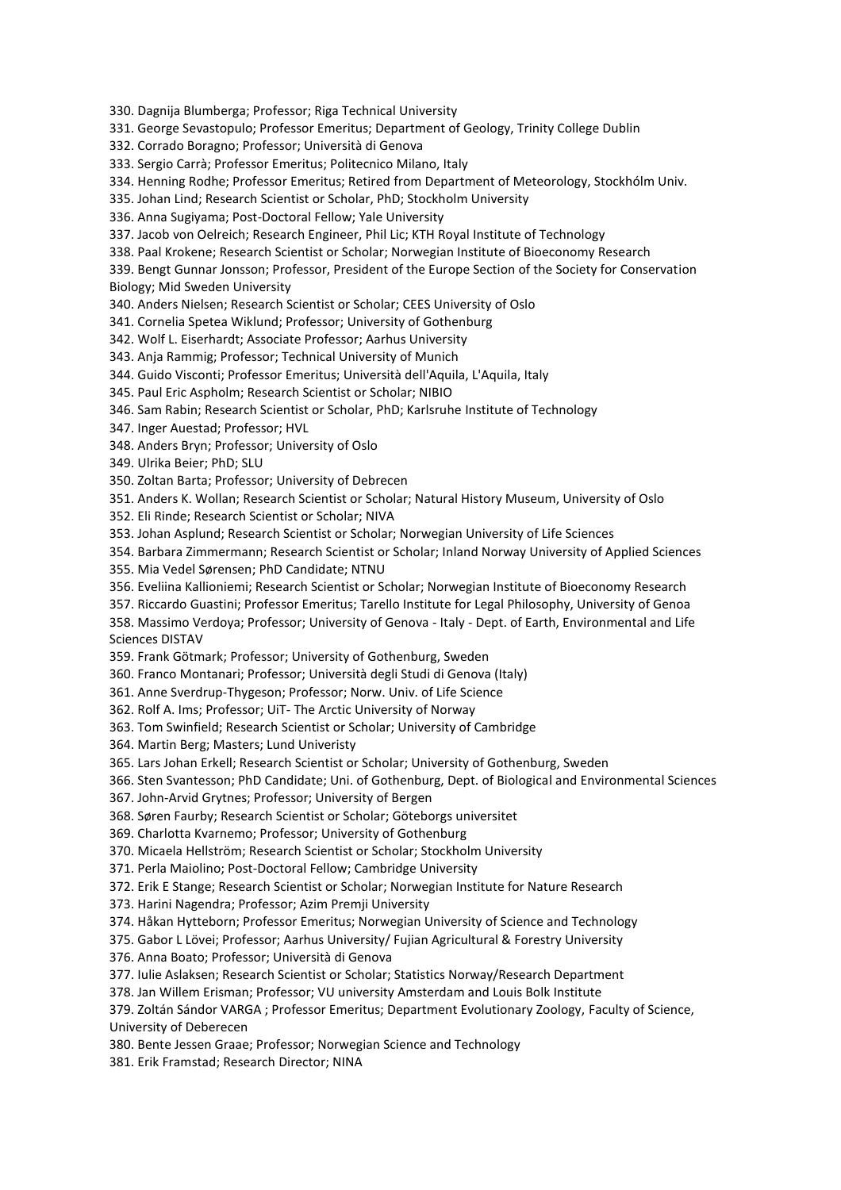330. Dagnija Blumberga; Professor; Riga Technical University
331. George Sevastopulo; Professor Emeritus; Department of Geology, Trinity College Dublin
332. Corrado Boragno; Professor; Università di Genova
333. Sergio Carrà; Professor Emeritus; Politecnico Milano, Italy
334. Henning Rodhe; Professor Emeritus; Retired from Department of Meteorology, Stockhólm Univ.
335. Johan Lind; Research Scientist or Scholar, PhD; Stockholm University
336. Anna Sugiyama; Post-Doctoral Fellow; Yale University
337. Jacob von Oelreich; Research Engineer, Phil Lic; KTH Royal Institute of Technology
338. Paal Krokene; Research Scientist or Scholar; Norwegian Institute of Bioeconomy Research
339. Bengt Gunnar Jonsson; Professor, President of the Europe Section of the Society for Conservation Biology; Mid Sweden University
340. Anders Nielsen; Research Scientist or Scholar; CEES University of Oslo
341. Cornelia Spetea Wiklund; Professor; University of Gothenburg
342. Wolf L. Eiserhardt; Associate Professor; Aarhus University
343. Anja Rammig; Professor; Technical University of Munich
344. Guido Visconti; Professor Emeritus; Università dell'Aquila, L'Aquila, Italy
345. Paul Eric Aspholm; Research Scientist or Scholar; NIBIO
346. Sam Rabin; Research Scientist or Scholar, PhD; Karlsruhe Institute of Technology
347. Inger Auestad; Professor; HVL
348. Anders Bryn; Professor; University of Oslo
349. Ulrika Beier; PhD; SLU
350. Zoltan Barta; Professor; University of Debrecen
351. Anders K. Wollan; Research Scientist or Scholar; Natural History Museum, University of Oslo
352. Eli Rinde; Research Scientist or Scholar; NIVA
353. Johan Asplund; Research Scientist or Scholar; Norwegian University of Life Sciences
354. Barbara Zimmermann; Research Scientist or Scholar; Inland Norway University of Applied Sciences
355. Mia Vedel Sørensen; PhD Candidate; NTNU
356. Eveliina Kallioniemi; Research Scientist or Scholar; Norwegian Institute of Bioeconomy Research
357. Riccardo Guastini; Professor Emeritus; Tarello Institute for Legal Philosophy, University of Genoa
358. Massimo Verdoya; Professor; University of Genova - Italy - Dept. of Earth, Environmental and Life Sciences DISTAV
359. Frank Götmark; Professor; University of Gothenburg, Sweden
360. Franco Montanari; Professor; Università degli Studi di Genova (Italy)
361. Anne Sverdrup-Thygeson; Professor; Norw. Univ. of Life Science
362. Rolf A. Ims; Professor; UiT- The Arctic University of Norway
363. Tom Swinfield; Research Scientist or Scholar; University of Cambridge
364. Martin Berg; Masters; Lund Univeristy
365. Lars Johan Erkell; Research Scientist or Scholar; University of Gothenburg, Sweden
366. Sten Svantesson; PhD Candidate; Uni. of Gothenburg, Dept. of Biological and Environmental Sciences
367. John-Arvid Grytnes; Professor; University of Bergen
368. Søren Faurby; Research Scientist or Scholar; Göteborgs universitet
369. Charlotta Kvarnemo; Professor; University of Gothenburg
370. Micaela Hellström; Research Scientist or Scholar; Stockholm University
371. Perla Maiolino; Post-Doctoral Fellow; Cambridge University
372. Erik E Stange; Research Scientist or Scholar; Norwegian Institute for Nature Research
373. Harini Nagendra; Professor; Azim Premji University
374. Håkan Hytteborn; Professor Emeritus; Norwegian University of Science and Technology
375. Gabor L Lövei; Professor; Aarhus University/ Fujian Agricultural & Forestry University
376. Anna Boato; Professor; Università di Genova
377. Iulie Aslaksen; Research Scientist or Scholar; Statistics Norway/Research Department
378. Jan Willem Erisman; Professor; VU university Amsterdam and Louis Bolk Institute
379. Zoltán Sándor VARGA ; Professor Emeritus; Department Evolutionary Zoology, Faculty of Science, University of Deberecen
380. Bente Jessen Graae; Professor; Norwegian Science and Technology
381. Erik Framstad; Research Director; NINA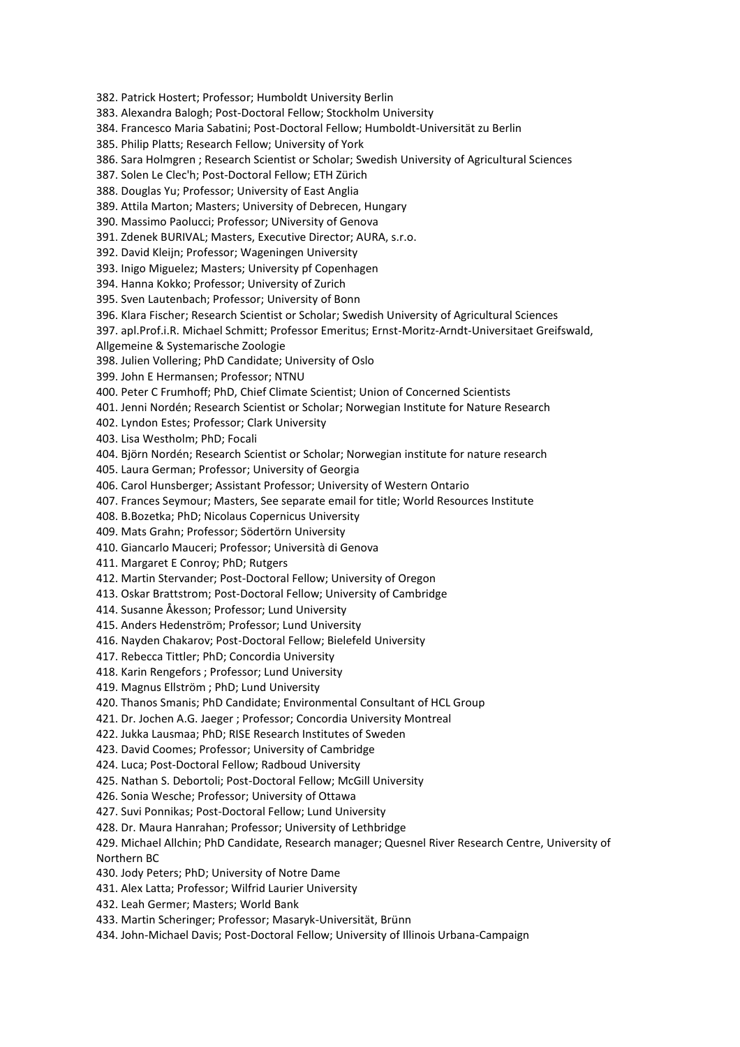382. Patrick Hostert; Professor; Humboldt University Berlin
383. Alexandra Balogh; Post-Doctoral Fellow; Stockholm University
384. Francesco Maria Sabatini; Post-Doctoral Fellow; Humboldt-Universität zu Berlin
385. Philip Platts; Research Fellow; University of York
386. Sara Holmgren ; Research Scientist or Scholar; Swedish University of Agricultural Sciences
387. Solen Le Clec'h; Post-Doctoral Fellow; ETH Zürich
388. Douglas Yu; Professor; University of East Anglia
389. Attila Marton; Masters; University of Debrecen, Hungary
390. Massimo Paolucci; Professor; UNiversity of Genova
391. Zdenek BURIVAL; Masters, Executive Director; AURA, s.r.o.
392. David Kleijn; Professor; Wageningen University
393. Inigo Miguelez; Masters; University pf Copenhagen
394. Hanna Kokko; Professor; University of Zurich
395. Sven Lautenbach; Professor; University of Bonn
396. Klara Fischer; Research Scientist or Scholar; Swedish University of Agricultural Sciences
397. apl.Prof.i.R. Michael Schmitt; Professor Emeritus; Ernst-Moritz-Arndt-Universitaet Greifswald, Allgemeine & Systemarische Zoologie
398. Julien Vollering; PhD Candidate; University of Oslo
399. John E Hermansen; Professor; NTNU
400. Peter C Frumhoff; PhD, Chief Climate Scientist; Union of Concerned Scientists
401. Jenni Nordén; Research Scientist or Scholar; Norwegian Institute for Nature Research
402. Lyndon Estes; Professor; Clark University
403. Lisa Westholm; PhD; Focali
404. Björn Nordén; Research Scientist or Scholar; Norwegian institute for nature research
405. Laura German; Professor; University of Georgia
406. Carol Hunsberger; Assistant Professor; University of Western Ontario
407. Frances Seymour; Masters, See separate email for title; World Resources Institute
408. B.Bozetka; PhD; Nicolaus Copernicus University
409. Mats Grahn; Professor; Södertörn University
410. Giancarlo Mauceri; Professor; Università di Genova
411. Margaret E Conroy; PhD; Rutgers
412. Martin Stervander; Post-Doctoral Fellow; University of Oregon
413. Oskar Brattstrom; Post-Doctoral Fellow; University of Cambridge
414. Susanne Åkesson; Professor; Lund University
415. Anders Hedenström; Professor; Lund University
416. Nayden Chakarov; Post-Doctoral Fellow; Bielefeld University
417. Rebecca Tittler; PhD; Concordia University
418. Karin Rengefors ; Professor; Lund University
419. Magnus Ellström ; PhD; Lund University
420. Thanos Smanis; PhD Candidate; Environmental Consultant of HCL Group
421. Dr. Jochen A.G. Jaeger ; Professor; Concordia University Montreal
422. Jukka Lausmaa; PhD; RISE Research Institutes of Sweden
423. David Coomes; Professor; University of Cambridge
424. Luca; Post-Doctoral Fellow; Radboud University
425. Nathan S. Debortoli; Post-Doctoral Fellow; McGill University
426. Sonia Wesche; Professor; University of Ottawa
427. Suvi Ponnikas; Post-Doctoral Fellow; Lund University
428. Dr. Maura Hanrahan; Professor; University of Lethbridge
429. Michael Allchin; PhD Candidate, Research manager; Quesnel River Research Centre, University of Northern BC
430. Jody Peters; PhD; University of Notre Dame
431. Alex Latta; Professor; Wilfrid Laurier University
432. Leah Germer; Masters; World Bank
433. Martin Scheringer; Professor; Masaryk-Universität, Brünn
434. John-Michael Davis; Post-Doctoral Fellow; University of Illinois Urbana-Campaign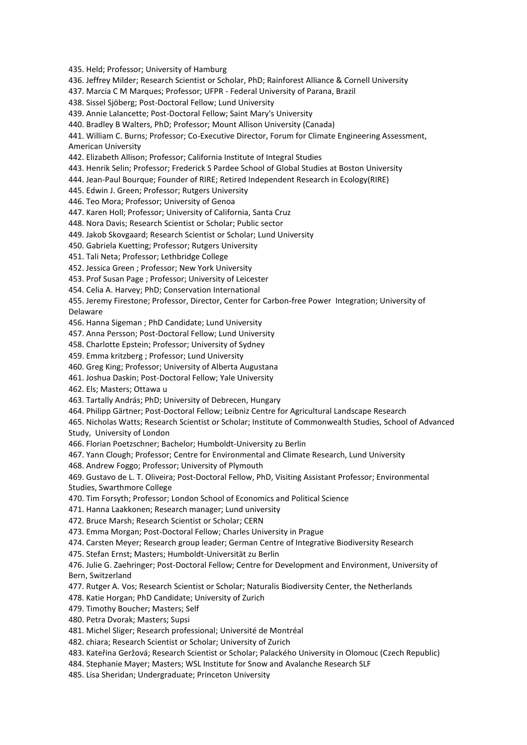435. Held; Professor; University of Hamburg
436. Jeffrey Milder; Research Scientist or Scholar, PhD; Rainforest Alliance & Cornell University
437. Marcia C M Marques; Professor; UFPR - Federal University of Parana, Brazil
438. Sissel Sjöberg; Post-Doctoral Fellow; Lund University
439. Annie Lalancette; Post-Doctoral Fellow; Saint Mary's University
440. Bradley B Walters, PhD; Professor; Mount Allison University (Canada)
441. William C. Burns; Professor; Co-Executive Director, Forum for Climate Engineering Assessment, American University
442. Elizabeth Allison; Professor; California Institute of Integral Studies
443. Henrik Selin; Professor; Frederick S Pardee School of Global Studies at Boston University
444. Jean-Paul Bourque; Founder of RIRE; Retired Independent Research in Ecology(RIRE)
445. Edwin J. Green; Professor; Rutgers University
446. Teo Mora; Professor; University of Genoa
447. Karen Holl; Professor; University of California, Santa Cruz
448. Nora Davis; Research Scientist or Scholar; Public sector
449. Jakob Skovgaard; Research Scientist or Scholar; Lund University
450. Gabriela Kuetting; Professor; Rutgers University
451. Tali Neta; Professor; Lethbridge College
452. Jessica Green ; Professor; New York University
453. Prof Susan Page ; Professor; University of Leicester
454. Celia A. Harvey; PhD; Conservation International
455. Jeremy Firestone; Professor, Director, Center for Carbon-free Power Integration; University of Delaware
456. Hanna Sigeman ; PhD Candidate; Lund University
457. Anna Persson; Post-Doctoral Fellow; Lund University
458. Charlotte Epstein; Professor; University of Sydney
459. Emma kritzberg ; Professor; Lund University
460. Greg King; Professor; University of Alberta Augustana
461. Joshua Daskin; Post-Doctoral Fellow; Yale University
462. Els; Masters; Ottawa u
463. Tartally András; PhD; University of Debrecen, Hungary
464. Philipp Gärtner; Post-Doctoral Fellow; Leibniz Centre for Agricultural Landscape Research
465. Nicholas Watts; Research Scientist or Scholar; Institute of Commonwealth Studies, School of Advanced Study, University of London
466. Florian Poetzschner; Bachelor; Humboldt-University zu Berlin
467. Yann Clough; Professor; Centre for Environmental and Climate Research, Lund University
468. Andrew Foggo; Professor; University of Plymouth
469. Gustavo de L. T. Oliveira; Post-Doctoral Fellow, PhD, Visiting Assistant Professor; Environmental Studies, Swarthmore College
470. Tim Forsyth; Professor; London School of Economics and Political Science
471. Hanna Laakkonen; Research manager; Lund university
472. Bruce Marsh; Research Scientist or Scholar; CERN
473. Emma Morgan; Post-Doctoral Fellow; Charles University in Prague
474. Carsten Meyer; Research group leader; German Centre of Integrative Biodiversity Research
475. Stefan Ernst; Masters; Humboldt-Universität zu Berlin
476. Julie G. Zaehringer; Post-Doctoral Fellow; Centre for Development and Environment, University of Bern, Switzerland
477. Rutger A. Vos; Research Scientist or Scholar; Naturalis Biodiversity Center, the Netherlands
478. Katie Horgan; PhD Candidate; University of Zurich
479. Timothy Boucher; Masters; Self
480. Petra Dvorak; Masters; Supsi
481. Michel Sliger; Research professional; Université de Montréal
482. chiara; Research Scientist or Scholar; University of Zurich
483. Kateřina Geržová; Research Scientist or Scholar; Palackého University in Olomouc (Czech Republic)
484. Stephanie Mayer; Masters; WSL Institute for Snow and Avalanche Research SLF
485. Lisa Sheridan; Undergraduate; Princeton University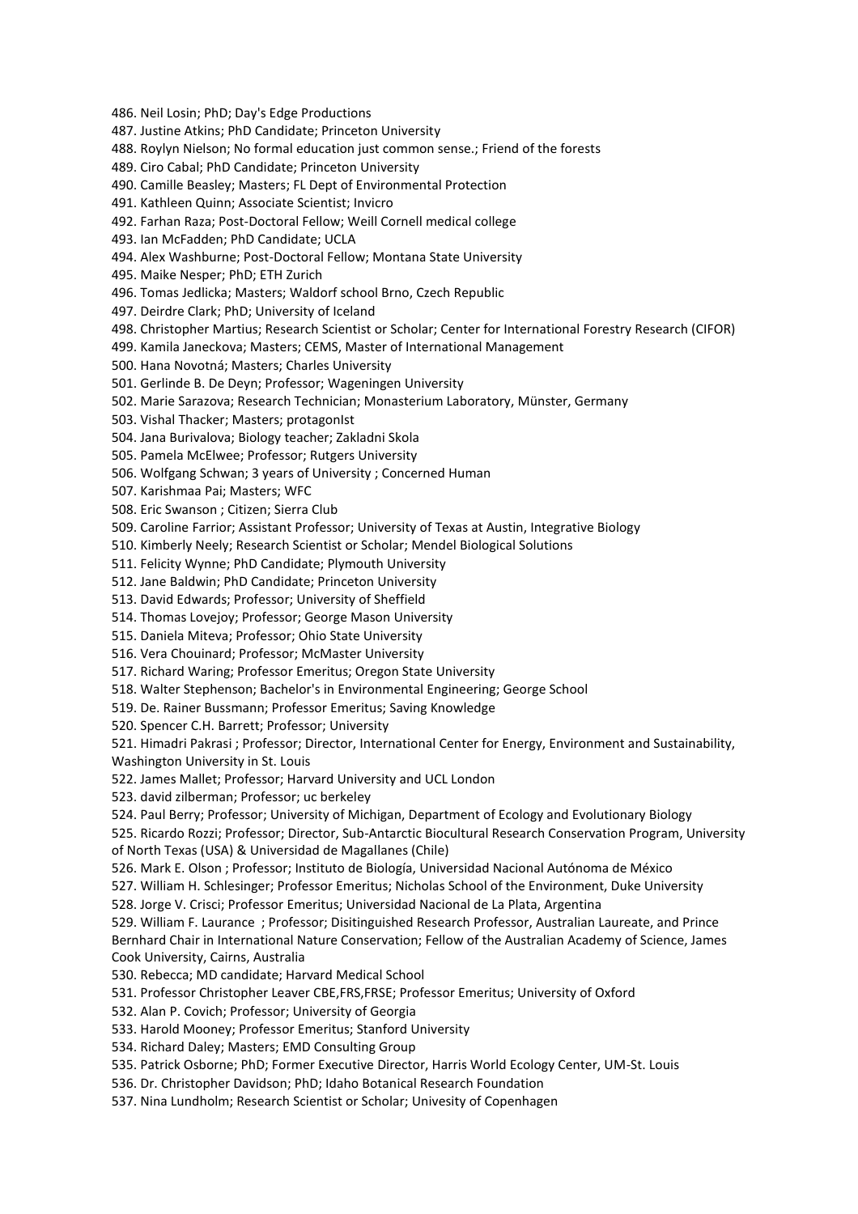486. Neil Losin; PhD; Day's Edge Productions
487. Justine Atkins; PhD Candidate; Princeton University
488. Roylyn Nielson; No formal education just common sense.; Friend of the forests
489. Ciro Cabal; PhD Candidate; Princeton University
490. Camille Beasley; Masters; FL Dept of Environmental Protection
491. Kathleen Quinn; Associate Scientist; Invicro
492. Farhan Raza; Post-Doctoral Fellow; Weill Cornell medical college
493. Ian McFadden; PhD Candidate; UCLA
494. Alex Washburne; Post-Doctoral Fellow; Montana State University
495. Maike Nesper; PhD; ETH Zurich
496. Tomas Jedlicka; Masters; Waldorf school Brno, Czech Republic
497. Deirdre Clark; PhD; University of Iceland
498. Christopher Martius; Research Scientist or Scholar; Center for International Forestry Research (CIFOR)
499. Kamila Janeckova; Masters; CEMS, Master of International Management
500. Hana Novotná; Masters; Charles University
501. Gerlinde B. De Deyn; Professor; Wageningen University
502. Marie Sarazova; Research Technician; Monasterium Laboratory, Münster, Germany
503. Vishal Thacker; Masters; protagonIst
504. Jana Burivalova; Biology teacher; Zakladni Skola
505. Pamela McElwee; Professor; Rutgers University
506. Wolfgang Schwan; 3 years of University ; Concerned Human
507. Karishmaa Pai; Masters; WFC
508. Eric Swanson ; Citizen; Sierra Club
509. Caroline Farrior; Assistant Professor; University of Texas at Austin, Integrative Biology
510. Kimberly Neely; Research Scientist or Scholar; Mendel Biological Solutions
511. Felicity Wynne; PhD Candidate; Plymouth University
512. Jane Baldwin; PhD Candidate; Princeton University
513. David Edwards; Professor; University of Sheffield
514. Thomas Lovejoy; Professor; George Mason University
515. Daniela Miteva; Professor; Ohio State University
516. Vera Chouinard; Professor; McMaster University
517. Richard Waring; Professor Emeritus; Oregon State University
518. Walter Stephenson; Bachelor's in Environmental Engineering; George School
519. De. Rainer Bussmann; Professor Emeritus; Saving Knowledge
520. Spencer C.H. Barrett; Professor; University
521. Himadri Pakrasi ; Professor; Director, International Center for Energy, Environment and Sustainability, Washington University in St. Louis
522. James Mallet; Professor; Harvard University and UCL London
523. david zilberman; Professor; uc berkeley
524. Paul Berry; Professor; University of Michigan, Department of Ecology and Evolutionary Biology
525. Ricardo Rozzi; Professor; Director, Sub-Antarctic Biocultural Research Conservation Program, University of North Texas (USA) & Universidad de Magallanes (Chile)
526. Mark E. Olson ; Professor; Instituto de Biología, Universidad Nacional Autónoma de México
527. William H. Schlesinger; Professor Emeritus; Nicholas School of the Environment, Duke University
528. Jorge V. Crisci; Professor Emeritus; Universidad Nacional de La Plata, Argentina
529. William F. Laurance ; Professor; Disitinguished Research Professor, Australian Laureate, and Prince Bernhard Chair in International Nature Conservation; Fellow of the Australian Academy of Science, James Cook University, Cairns, Australia
530. Rebecca; MD candidate; Harvard Medical School
531. Professor Christopher Leaver CBE,FRS,FRSE; Professor Emeritus; University of Oxford
532. Alan P. Covich; Professor; University of Georgia
533. Harold Mooney; Professor Emeritus; Stanford University
534. Richard Daley; Masters; EMD Consulting Group
535. Patrick Osborne; PhD; Former Executive Director, Harris World Ecology Center, UM-St. Louis
536. Dr. Christopher Davidson; PhD; Idaho Botanical Research Foundation
537. Nina Lundholm; Research Scientist or Scholar; Univesity of Copenhagen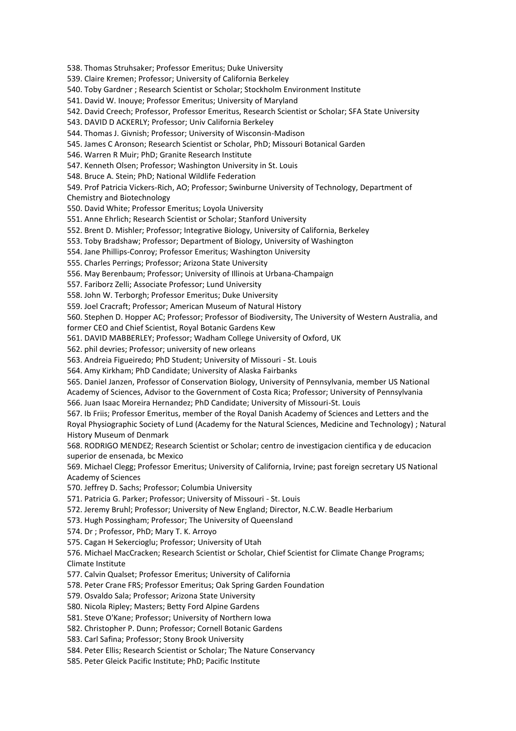538. Thomas Struhsaker; Professor Emeritus; Duke University
539. Claire Kremen; Professor; University of California Berkeley
540. Toby Gardner ; Research Scientist or Scholar; Stockholm Environment Institute
541. David W. Inouye; Professor Emeritus; University of Maryland
542. David Creech; Professor, Professor Emeritus, Research Scientist or Scholar; SFA State University
543. DAVID D ACKERLY; Professor; Univ California Berkeley
544. Thomas J. Givnish; Professor; University of Wisconsin-Madison
545. James C Aronson; Research Scientist or Scholar, PhD; Missouri Botanical Garden
546. Warren R Muir; PhD; Granite Research Institute
547. Kenneth Olsen; Professor; Washington University in St. Louis
548. Bruce A. Stein; PhD; National Wildlife Federation
549. Prof Patricia Vickers-Rich, AO; Professor; Swinburne University of Technology, Department of Chemistry and Biotechnology
550. David White; Professor Emeritus; Loyola University
551. Anne Ehrlich; Research Scientist or Scholar; Stanford University
552. Brent D. Mishler; Professor; Integrative Biology, University of California, Berkeley
553. Toby Bradshaw; Professor; Department of Biology, University of Washington
554. Jane Phillips-Conroy; Professor Emeritus; Washington University
555. Charles Perrings; Professor; Arizona State University
556. May Berenbaum; Professor; University of Illinois at Urbana-Champaign
557. Fariborz Zelli; Associate Professor; Lund University
558. John W. Terborgh; Professor Emeritus; Duke University
559. Joel Cracraft; Professor; American Museum of Natural History
560. Stephen D. Hopper AC; Professor; Professor of Biodiversity, The University of Western Australia, and former CEO and Chief Scientist, Royal Botanic Gardens Kew
561. DAVID MABBERLEY; Professor; Wadham College University of Oxford, UK
562. phil devries; Professor; university of new orleans
563. Andreia Figueiredo; PhD Student; University of Missouri - St. Louis
564. Amy Kirkham; PhD Candidate; University of Alaska Fairbanks
565. Daniel Janzen, Professor of Conservation Biology, University of Pennsylvania, member US National Academy of Sciences, Advisor to the Government of Costa Rica; Professor; University of Pennsylvania
566. Juan Isaac Moreira Hernandez; PhD Candidate; University of Missouri-St. Louis
567. Ib Friis; Professor Emeritus, member of the Royal Danish Academy of Sciences and Letters and the Royal Physiographic Society of Lund (Academy for the Natural Sciences, Medicine and Technology) ; Natural History Museum of Denmark
568. RODRIGO MENDEZ; Research Scientist or Scholar; centro de investigacion cientifica y de educacion superior de ensenada, bc Mexico
569. Michael Clegg; Professor Emeritus; University of California, Irvine; past foreign secretary US National Academy of Sciences
570. Jeffrey D. Sachs; Professor; Columbia University
571. Patricia G. Parker; Professor; University of Missouri - St. Louis
572. Jeremy Bruhl; Professor; University of New England; Director, N.C.W. Beadle Herbarium
573. Hugh Possingham; Professor; The University of Queensland
574. Dr ; Professor, PhD; Mary T. K. Arroyo
575. Cagan H Sekercioglu; Professor; University of Utah
576. Michael MacCracken; Research Scientist or Scholar, Chief Scientist for Climate Change Programs; Climate Institute
577. Calvin Qualset; Professor Emeritus; University of California
578. Peter Crane FRS; Professor Emeritus; Oak Spring Garden Foundation
579. Osvaldo Sala; Professor; Arizona State University
580. Nicola Ripley; Masters; Betty Ford Alpine Gardens
581. Steve O'Kane; Professor; University of Northern Iowa
582. Christopher P. Dunn; Professor; Cornell Botanic Gardens
583. Carl Safina; Professor; Stony Brook University
584. Peter Ellis; Research Scientist or Scholar; The Nature Conservancy
585. Peter Gleick Pacific Institute; PhD; Pacific Institute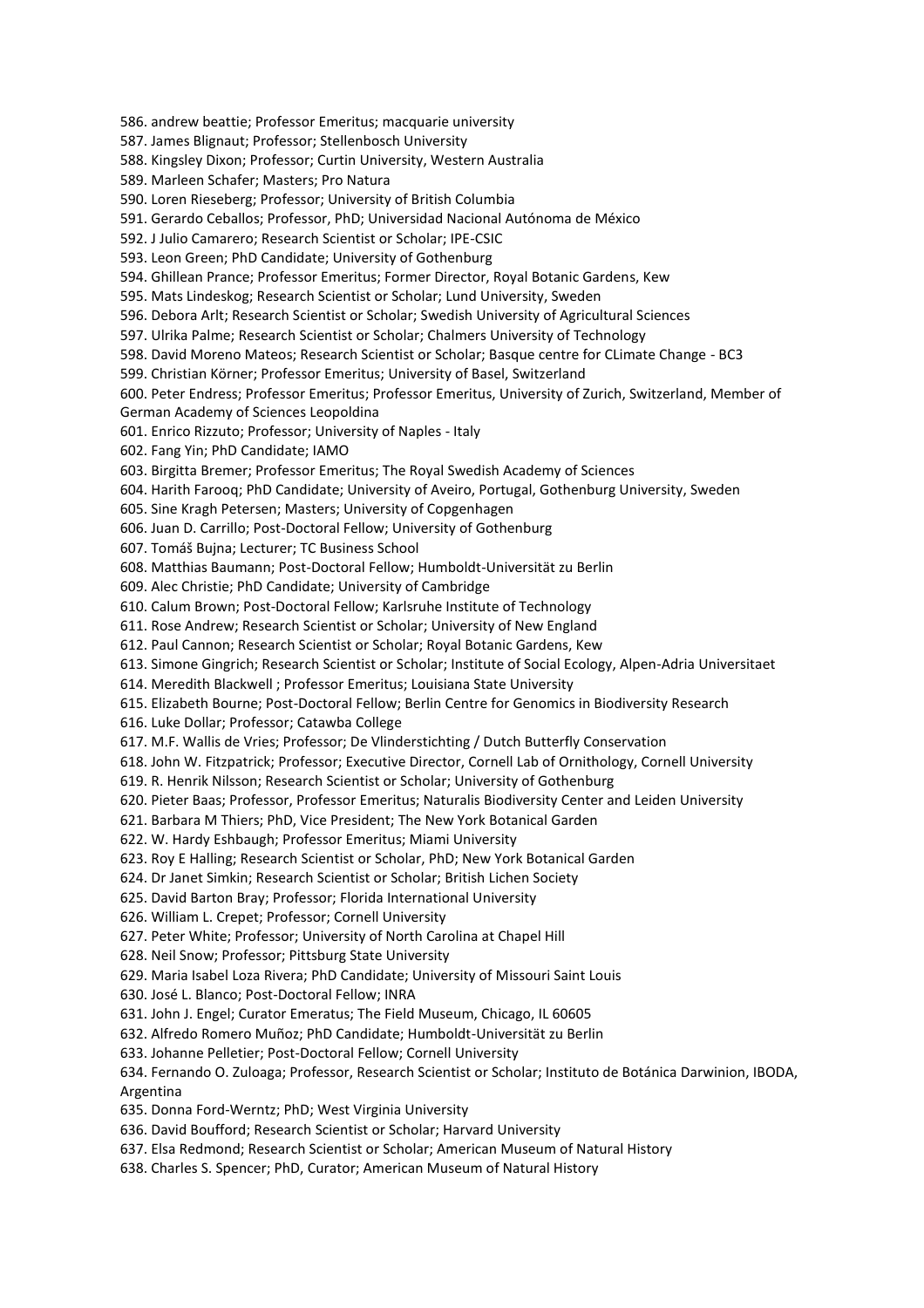586. andrew beattie; Professor Emeritus; macquarie university
587. James Blignaut; Professor; Stellenbosch University
588. Kingsley Dixon; Professor; Curtin University, Western Australia
589. Marleen Schafer; Masters; Pro Natura
590. Loren Rieseberg; Professor; University of British Columbia
591. Gerardo Ceballos; Professor, PhD; Universidad Nacional Autónoma de México
592. J Julio Camarero; Research Scientist or Scholar; IPE-CSIC
593. Leon Green; PhD Candidate; University of Gothenburg
594. Ghillean Prance; Professor Emeritus; Former Director, Royal Botanic Gardens, Kew
595. Mats Lindeskog; Research Scientist or Scholar; Lund University, Sweden
596. Debora Arlt; Research Scientist or Scholar; Swedish University of Agricultural Sciences
597. Ulrika Palme; Research Scientist or Scholar; Chalmers University of Technology
598. David Moreno Mateos; Research Scientist or Scholar; Basque centre for CLimate Change - BC3
599. Christian Körner; Professor Emeritus; University of Basel, Switzerland
600. Peter Endress; Professor Emeritus; Professor Emeritus, University of Zurich, Switzerland, Member of German Academy of Sciences Leopoldina
601. Enrico Rizzuto; Professor; University of Naples - Italy
602. Fang Yin; PhD Candidate; IAMO
603. Birgitta Bremer; Professor Emeritus; The Royal Swedish Academy of Sciences
604. Harith Farooq; PhD Candidate; University of Aveiro, Portugal, Gothenburg University, Sweden
605. Sine Kragh Petersen; Masters; University of Copgenhagen
606. Juan D. Carrillo; Post-Doctoral Fellow; University of Gothenburg
607. Tomáš Bujna; Lecturer; TC Business School
608. Matthias Baumann; Post-Doctoral Fellow; Humboldt-Universität zu Berlin
609. Alec Christie; PhD Candidate; University of Cambridge
610. Calum Brown; Post-Doctoral Fellow; Karlsruhe Institute of Technology
611. Rose Andrew; Research Scientist or Scholar; University of New England
612. Paul Cannon; Research Scientist or Scholar; Royal Botanic Gardens, Kew
613. Simone Gingrich; Research Scientist or Scholar; Institute of Social Ecology, Alpen-Adria Universitaet
614. Meredith Blackwell ; Professor Emeritus; Louisiana State University
615. Elizabeth Bourne; Post-Doctoral Fellow; Berlin Centre for Genomics in Biodiversity Research
616. Luke Dollar; Professor; Catawba College
617. M.F. Wallis de Vries; Professor; De Vlinderstichting / Dutch Butterfly Conservation
618. John W. Fitzpatrick; Professor; Executive Director, Cornell Lab of Ornithology, Cornell University
619. R. Henrik Nilsson; Research Scientist or Scholar; University of Gothenburg
620. Pieter Baas; Professor, Professor Emeritus; Naturalis Biodiversity Center and Leiden University
621. Barbara M Thiers; PhD, Vice President; The New York Botanical Garden
622. W. Hardy Eshbaugh; Professor Emeritus; Miami University
623. Roy E Halling; Research Scientist or Scholar, PhD; New York Botanical Garden
624. Dr Janet Simkin; Research Scientist or Scholar; British Lichen Society
625. David Barton Bray; Professor; Florida International University
626. William L. Crepet; Professor; Cornell University
627. Peter White; Professor; University of North Carolina at Chapel Hill
628. Neil Snow; Professor; Pittsburg State University
629. Maria Isabel Loza Rivera; PhD Candidate; University of Missouri Saint Louis
630. José L. Blanco; Post-Doctoral Fellow; INRA
631. John J. Engel; Curator Emeratus; The Field Museum, Chicago, IL 60605
632. Alfredo Romero Muñoz; PhD Candidate; Humboldt-Universität zu Berlin
633. Johanne Pelletier; Post-Doctoral Fellow; Cornell University
634. Fernando O. Zuloaga; Professor, Research Scientist or Scholar; Instituto de Botánica Darwinion, IBODA, Argentina
635. Donna Ford-Werntz; PhD; West Virginia University
636. David Boufford; Research Scientist or Scholar; Harvard University
637. Elsa Redmond; Research Scientist or Scholar; American Museum of Natural History
638. Charles S. Spencer; PhD, Curator; American Museum of Natural History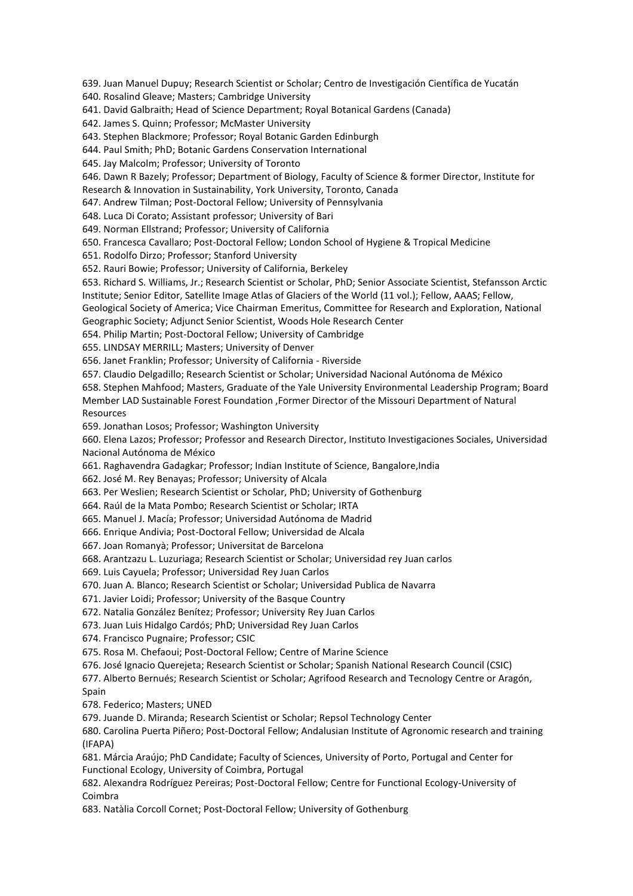639. Juan Manuel Dupuy; Research Scientist or Scholar; Centro de Investigación Científica de Yucatán
640. Rosalind Gleave; Masters; Cambridge University
641. David Galbraith; Head of Science Department; Royal Botanical Gardens (Canada)
642. James S. Quinn; Professor; McMaster University
643. Stephen Blackmore; Professor; Royal Botanic Garden Edinburgh
644. Paul Smith; PhD; Botanic Gardens Conservation International
645. Jay Malcolm; Professor; University of Toronto
646. Dawn R Bazely; Professor; Department of Biology, Faculty of Science & former Director, Institute for Research & Innovation in Sustainability, York University, Toronto, Canada
647. Andrew Tilman; Post-Doctoral Fellow; University of Pennsylvania
648. Luca Di Corato; Assistant professor; University of Bari
649. Norman Ellstrand; Professor; University of California
650. Francesca Cavallaro; Post-Doctoral Fellow; London School of Hygiene & Tropical Medicine
651. Rodolfo Dirzo; Professor; Stanford University
652. Rauri Bowie; Professor; University of California, Berkeley
653. Richard S. Williams, Jr.; Research Scientist or Scholar, PhD; Senior Associate Scientist, Stefansson Arctic Institute; Senior Editor, Satellite Image Atlas of Glaciers of the World (11 vol.); Fellow, AAAS; Fellow, Geological Society of America; Vice Chairman Emeritus, Committee for Research and Exploration, National Geographic Society; Adjunct Senior Scientist, Woods Hole Research Center
654. Philip Martin; Post-Doctoral Fellow; University of Cambridge
655. LINDSAY MERRILL; Masters; University of Denver
656. Janet Franklin; Professor; University of California - Riverside
657. Claudio Delgadillo; Research Scientist or Scholar; Universidad Nacional Autónoma de México
658. Stephen Mahfood; Masters, Graduate of the Yale University Environmental Leadership Program; Board Member LAD Sustainable Forest Foundation ,Former Director of the Missouri Department of Natural Resources
659. Jonathan Losos; Professor; Washington University
660. Elena Lazos; Professor; Professor and Research Director, Instituto Investigaciones Sociales, Universidad Nacional Autónoma de México
661. Raghavendra Gadagkar; Professor; Indian Institute of Science, Bangalore,India
662. José M. Rey Benayas; Professor; University of Alcala
663. Per Weslien; Research Scientist or Scholar, PhD; University of Gothenburg
664. Raúl de la Mata Pombo; Research Scientist or Scholar; IRTA
665. Manuel J. Macía; Professor; Universidad Autónoma de Madrid
666. Enrique Andivia; Post-Doctoral Fellow; Universidad de Alcala
667. Joan Romanyà; Professor; Universitat de Barcelona
668. Arantzazu L. Luzuriaga; Research Scientist or Scholar; Universidad rey Juan carlos
669. Luis Cayuela; Professor; Universidad Rey Juan Carlos
670. Juan A. Blanco; Research Scientist or Scholar; Universidad Publica de Navarra
671. Javier Loidi; Professor; University of the Basque Country
672. Natalia González Benítez; Professor; University Rey Juan Carlos
673. Juan Luis Hidalgo Cardós; PhD; Universidad Rey Juan Carlos
674. Francisco Pugnaire; Professor; CSIC
675. Rosa M. Chefaoui; Post-Doctoral Fellow; Centre of Marine Science
676. José Ignacio Querejeta; Research Scientist or Scholar; Spanish National Research Council (CSIC)
677. Alberto Bernués; Research Scientist or Scholar; Agrifood Research and Tecnology Centre or Aragón, Spain
678. Federico; Masters; UNED
679. Juande D. Miranda; Research Scientist or Scholar; Repsol Technology Center
680. Carolina Puerta Piñero; Post-Doctoral Fellow; Andalusian Institute of Agronomic research and training (IFAPA)
681. Márcia Araújo; PhD Candidate; Faculty of Sciences, University of Porto, Portugal and Center for Functional Ecology, University of Coimbra, Portugal
682. Alexandra Rodríguez Pereiras; Post-Doctoral Fellow; Centre for Functional Ecology-University of Coimbra
683. Natàlia Corcoll Cornet; Post-Doctoral Fellow; University of Gothenburg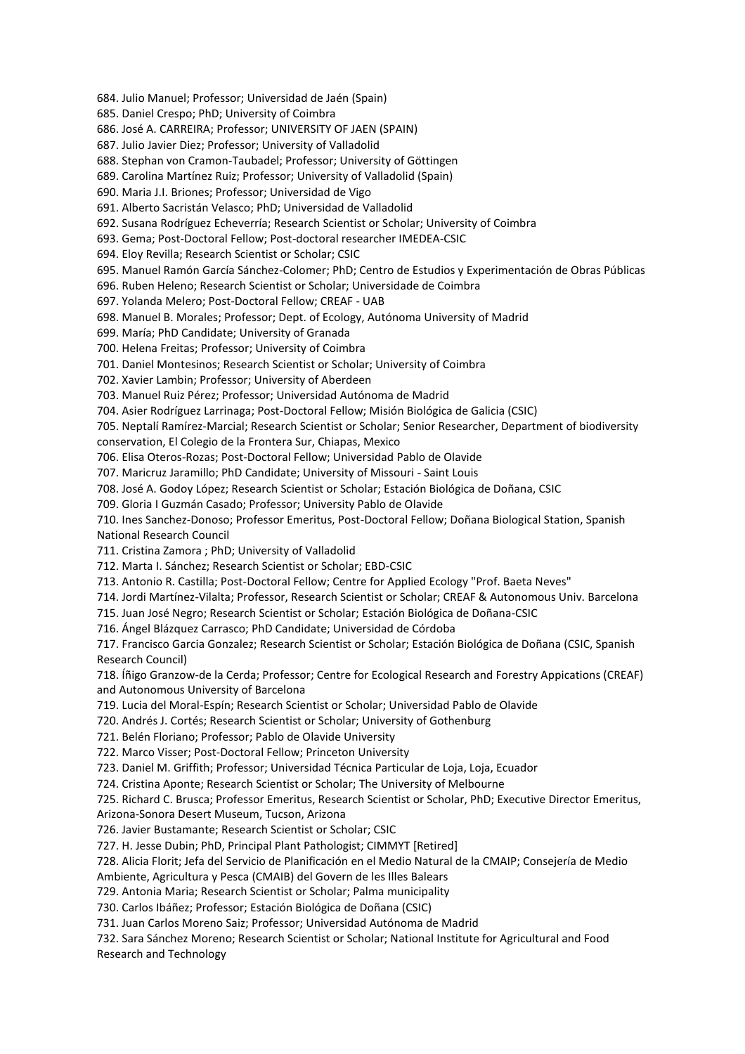684. Julio Manuel; Professor; Universidad de Jaén (Spain)
685. Daniel Crespo; PhD; University of Coimbra
686. José A. CARREIRA; Professor; UNIVERSITY OF JAEN (SPAIN)
687. Julio Javier Diez; Professor; University of Valladolid
688. Stephan von Cramon-Taubadel; Professor; University of Göttingen
689. Carolina Martínez Ruiz; Professor; University of Valladolid (Spain)
690. Maria J.I. Briones; Professor; Universidad de Vigo
691. Alberto Sacristán Velasco; PhD; Universidad de Valladolid
692. Susana Rodríguez Echeverría; Research Scientist or Scholar; University of Coimbra
693. Gema; Post-Doctoral Fellow; Post-doctoral researcher IMEDEA-CSIC
694. Eloy Revilla; Research Scientist or Scholar; CSIC
695. Manuel Ramón García Sánchez-Colomer; PhD; Centro de Estudios y Experimentación de Obras Públicas
696. Ruben Heleno; Research Scientist or Scholar; Universidade de Coimbra
697. Yolanda Melero; Post-Doctoral Fellow; CREAF - UAB
698. Manuel B. Morales; Professor; Dept. of Ecology, Autónoma University of Madrid
699. María; PhD Candidate; University of Granada
700. Helena Freitas; Professor; University of Coimbra
701. Daniel Montesinos; Research Scientist or Scholar; University of Coimbra
702. Xavier Lambin; Professor; University of Aberdeen
703. Manuel Ruiz Pérez; Professor; Universidad Autónoma de Madrid
704. Asier Rodríguez Larrinaga; Post-Doctoral Fellow; Misión Biológica de Galicia (CSIC)
705. Neptalí Ramírez-Marcial; Research Scientist or Scholar; Senior Researcher, Department of biodiversity conservation, El Colegio de la Frontera Sur, Chiapas, Mexico
706. Elisa Oteros-Rozas; Post-Doctoral Fellow; Universidad Pablo de Olavide
707. Maricruz Jaramillo; PhD Candidate; University of Missouri - Saint Louis
708. José A. Godoy López; Research Scientist or Scholar; Estación Biológica de Doñana, CSIC
709. Gloria I Guzmán Casado; Professor; University Pablo de Olavide
710. Ines Sanchez-Donoso; Professor Emeritus, Post-Doctoral Fellow; Doñana Biological Station, Spanish National Research Council
711. Cristina Zamora ; PhD; University of Valladolid
712. Marta I. Sánchez; Research Scientist or Scholar; EBD-CSIC
713. Antonio R. Castilla; Post-Doctoral Fellow; Centre for Applied Ecology "Prof. Baeta Neves"
714. Jordi Martínez-Vilalta; Professor, Research Scientist or Scholar; CREAF & Autonomous Univ. Barcelona
715. Juan José Negro; Research Scientist or Scholar; Estación Biológica de Doñana-CSIC
716. Ángel Blázquez Carrasco; PhD Candidate; Universidad de Córdoba
717. Francisco Garcia Gonzalez; Research Scientist or Scholar; Estación Biológica de Doñana (CSIC, Spanish Research Council)
718. Íñigo Granzow-de la Cerda; Professor; Centre for Ecological Research and Forestry Appications (CREAF) and Autonomous University of Barcelona
719. Lucia del Moral-Espín; Research Scientist or Scholar; Universidad Pablo de Olavide
720. Andrés J. Cortés; Research Scientist or Scholar; University of Gothenburg
721. Belén Floriano; Professor; Pablo de Olavide University
722. Marco Visser; Post-Doctoral Fellow; Princeton University
723. Daniel M. Griffith; Professor; Universidad Técnica Particular de Loja, Loja, Ecuador
724. Cristina Aponte; Research Scientist or Scholar; The University of Melbourne
725. Richard C. Brusca; Professor Emeritus, Research Scientist or Scholar, PhD; Executive Director Emeritus, Arizona-Sonora Desert Museum, Tucson, Arizona
726. Javier Bustamante; Research Scientist or Scholar; CSIC
727. H. Jesse Dubin; PhD, Principal Plant Pathologist; CIMMYT [Retired]
728. Alicia Florit; Jefa del Servicio de Planificación en el Medio Natural de la CMAIP; Consejería de Medio Ambiente, Agricultura y Pesca (CMAIB) del Govern de les Illes Balears
729. Antonia Maria; Research Scientist or Scholar; Palma municipality
730. Carlos Ibáñez; Professor; Estación Biológica de Doñana (CSIC)
731. Juan Carlos Moreno Saiz; Professor; Universidad Autónoma de Madrid
732. Sara Sánchez Moreno; Research Scientist or Scholar; National Institute for Agricultural and Food Research and Technology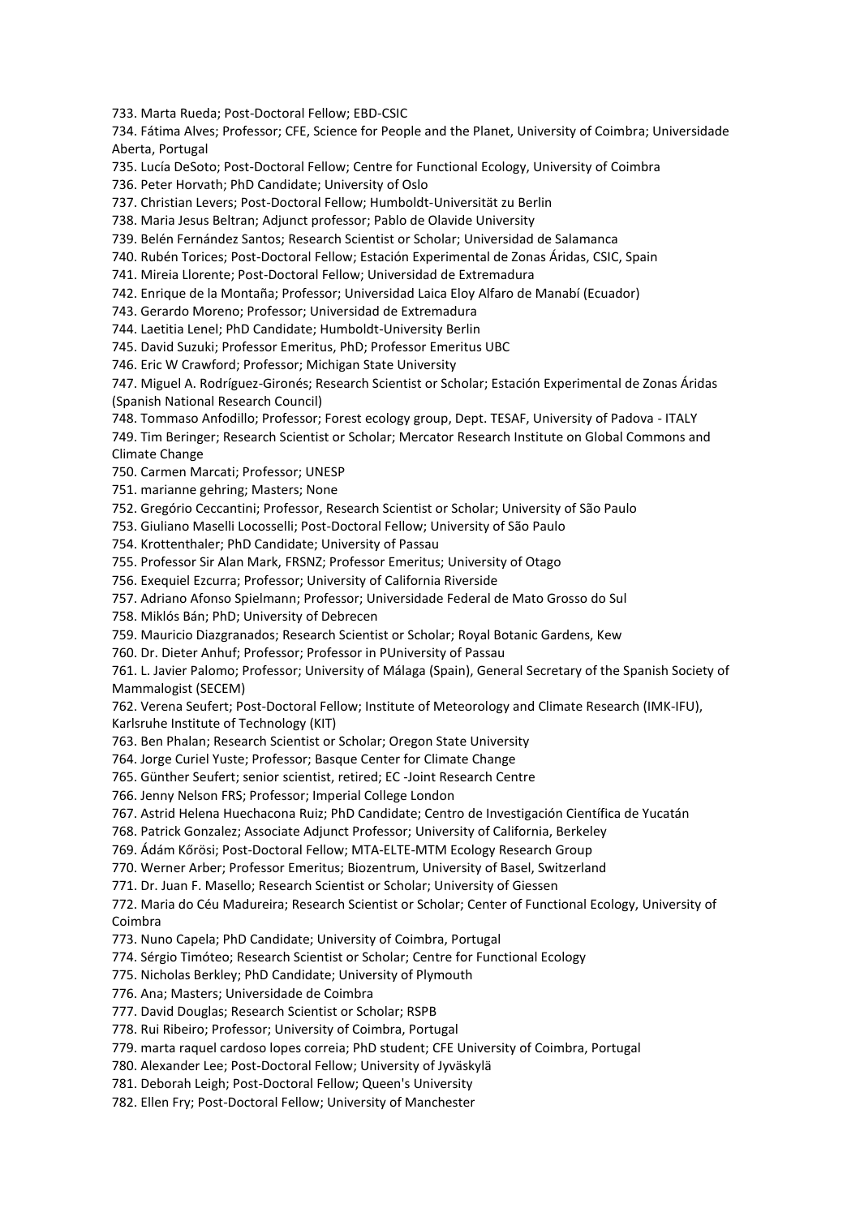733. Marta Rueda; Post-Doctoral Fellow; EBD-CSIC
734. Fátima Alves; Professor; CFE, Science for People and the Planet, University of Coimbra; Universidade Aberta, Portugal
735. Lucía DeSoto; Post-Doctoral Fellow; Centre for Functional Ecology, University of Coimbra
736. Peter Horvath; PhD Candidate; University of Oslo
737. Christian Levers; Post-Doctoral Fellow; Humboldt-Universität zu Berlin
738. Maria Jesus Beltran; Adjunct professor; Pablo de Olavide University
739. Belén Fernández Santos; Research Scientist or Scholar; Universidad de Salamanca
740. Rubén Torices; Post-Doctoral Fellow; Estación Experimental de Zonas Áridas, CSIC, Spain
741. Mireia Llorente; Post-Doctoral Fellow; Universidad de Extremadura
742. Enrique de la Montaña; Professor; Universidad Laica Eloy Alfaro de Manabí (Ecuador)
743. Gerardo Moreno; Professor; Universidad de Extremadura
744. Laetitia Lenel; PhD Candidate; Humboldt-University Berlin
745. David Suzuki; Professor Emeritus, PhD; Professor Emeritus UBC
746. Eric W Crawford; Professor; Michigan State University
747. Miguel A. Rodríguez-Gironés; Research Scientist or Scholar; Estación Experimental de Zonas Áridas (Spanish National Research Council)
748. Tommaso Anfodillo; Professor; Forest ecology group, Dept. TESAF, University of Padova - ITALY
749. Tim Beringer; Research Scientist or Scholar; Mercator Research Institute on Global Commons and Climate Change
750. Carmen Marcati; Professor; UNESP
751. marianne gehring; Masters; None
752. Gregório Ceccantini; Professor, Research Scientist or Scholar; University of São Paulo
753. Giuliano Maselli Locosselli; Post-Doctoral Fellow; University of São Paulo
754. Krottenthaler; PhD Candidate; University of Passau
755. Professor Sir Alan Mark, FRSNZ; Professor Emeritus; University of Otago
756. Exequiel Ezcurra; Professor; University of California Riverside
757. Adriano Afonso Spielmann; Professor; Universidade Federal de Mato Grosso do Sul
758. Miklós Bán; PhD; University of Debrecen
759. Mauricio Diazgranados; Research Scientist or Scholar; Royal Botanic Gardens, Kew
760. Dr. Dieter Anhuf; Professor; Professor in PUniversity of Passau
761. L. Javier Palomo; Professor; University of Málaga (Spain), General Secretary of the Spanish Society of Mammalogist (SECEM)
762. Verena Seufert; Post-Doctoral Fellow; Institute of Meteorology and Climate Research (IMK-IFU), Karlsruhe Institute of Technology (KIT)
763. Ben Phalan; Research Scientist or Scholar; Oregon State University
764. Jorge Curiel Yuste; Professor; Basque Center for Climate Change
765. Günther Seufert; senior scientist, retired; EC -Joint Research Centre
766. Jenny Nelson FRS; Professor; Imperial College London
767. Astrid Helena Huechacona Ruiz; PhD Candidate; Centro de Investigación Científica de Yucatán
768. Patrick Gonzalez; Associate Adjunct Professor; University of California, Berkeley
769. Ádám Kőrösi; Post-Doctoral Fellow; MTA-ELTE-MTM Ecology Research Group
770. Werner Arber; Professor Emeritus; Biozentrum, University of Basel, Switzerland
771. Dr. Juan F. Masello; Research Scientist or Scholar; University of Giessen
772. Maria do Céu Madureira; Research Scientist or Scholar; Center of Functional Ecology, University of Coimbra
773. Nuno Capela; PhD Candidate; University of Coimbra, Portugal
774. Sérgio Timóteo; Research Scientist or Scholar; Centre for Functional Ecology
775. Nicholas Berkley; PhD Candidate; University of Plymouth
776. Ana; Masters; Universidade de Coimbra
777. David Douglas; Research Scientist or Scholar; RSPB
778. Rui Ribeiro; Professor; University of Coimbra, Portugal
779. marta raquel cardoso lopes correia; PhD student; CFE University of Coimbra, Portugal
780. Alexander Lee; Post-Doctoral Fellow; University of Jyväskylä
781. Deborah Leigh; Post-Doctoral Fellow; Queen's University
782. Ellen Fry; Post-Doctoral Fellow; University of Manchester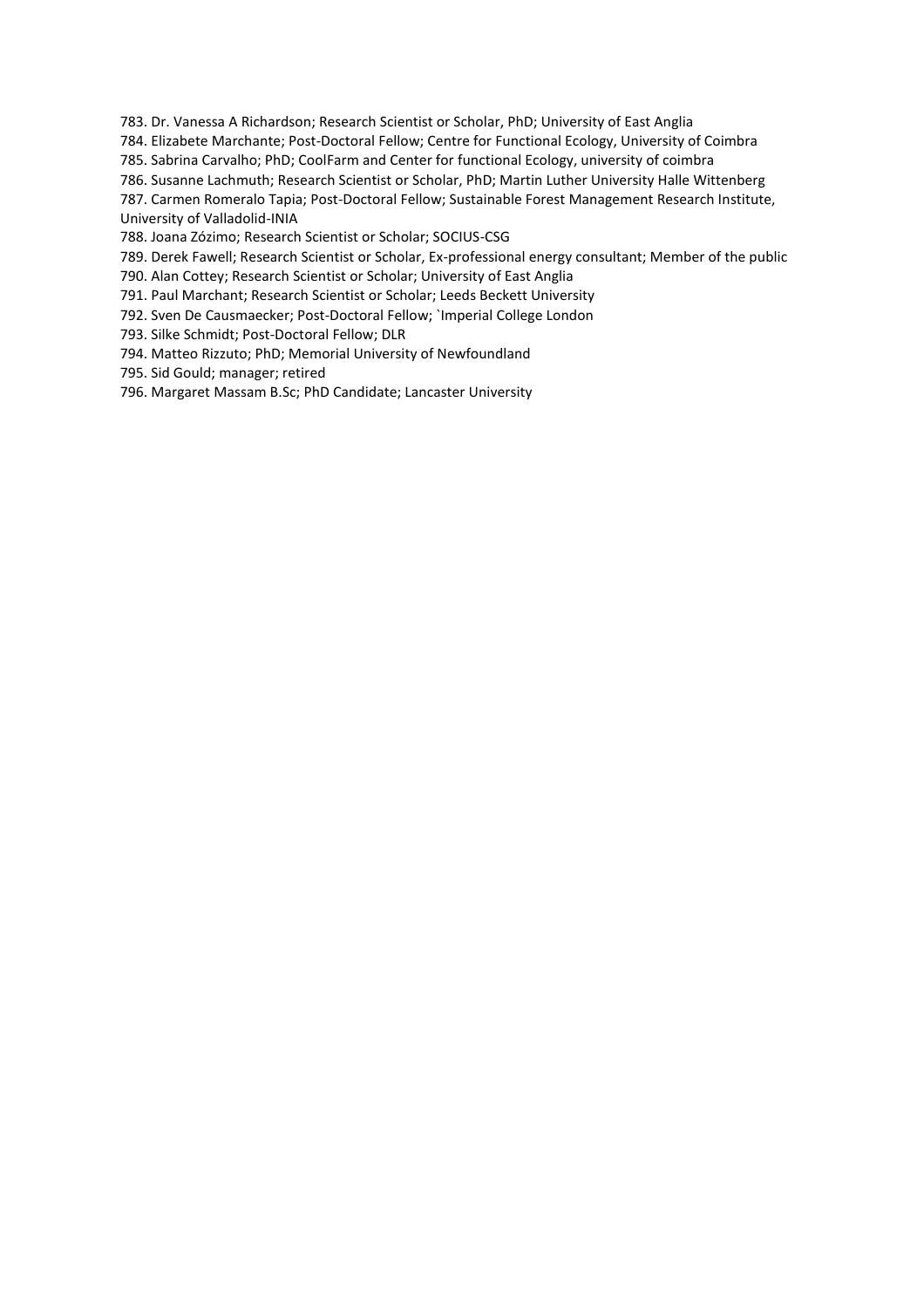783. Dr. Vanessa A Richardson; Research Scientist or Scholar, PhD; University of East Anglia
784. Elizabete Marchante; Post-Doctoral Fellow; Centre for Functional Ecology, University of Coimbra
785. Sabrina Carvalho; PhD; CoolFarm and Center for functional Ecology, university of coimbra
786. Susanne Lachmuth; Research Scientist or Scholar, PhD; Martin Luther University Halle Wittenberg
787. Carmen Romeralo Tapia; Post-Doctoral Fellow; Sustainable Forest Management Research Institute, University of Valladolid-INIA
788. Joana Zózimo; Research Scientist or Scholar; SOCIUS-CSG
789. Derek Fawell; Research Scientist or Scholar, Ex-professional energy consultant; Member of the public
790. Alan Cottey; Research Scientist or Scholar; University of East Anglia
791. Paul Marchant; Research Scientist or Scholar; Leeds Beckett University
792. Sven De Causmaecker; Post-Doctoral Fellow; `Imperial College London
793. Silke Schmidt; Post-Doctoral Fellow; DLR
794. Matteo Rizzuto; PhD; Memorial University of Newfoundland
795. Sid Gould; manager; retired
796. Margaret Massam B.Sc; PhD Candidate; Lancaster University